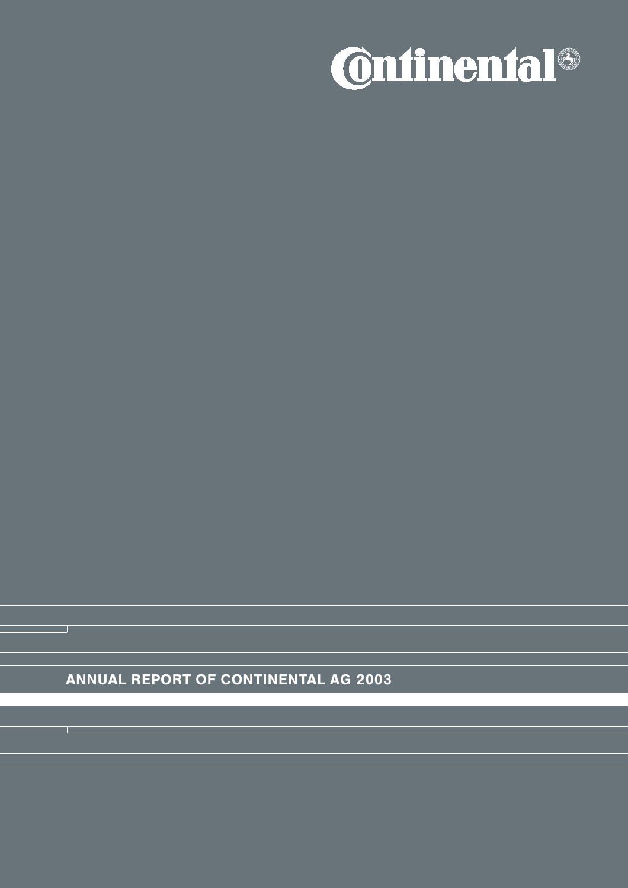Continental

# ANNUAL REPORT OF CONTINENTAL AG 2003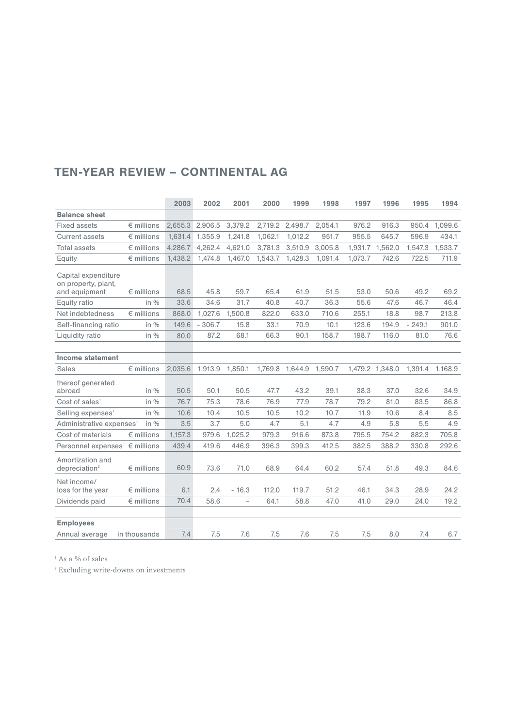## TEN-YEAR REVIEW – CONTINENTAL AG

| | | 2003 | 2002 | 2001 | 2000 | 1999 | 1998 | 1997 | 1996 | 1995 | 1994 |
|---|---|---|---|---|---|---|---|---|---|---|---|
| **Balance sheet** | | | | | | | | | | | |
| Fixed assets | € millions | 2,655.3 | 2,906.5 | 3,379.2 | 2,719.2 | 2,498.7 | 2,054.1 | 976.2 | 916.3 | 950.4 | 1,099.6 |
| Current assets | € millions | 1,631.4 | 1,355.9 | 1,241.8 | 1,062.1 | 1,012.2 | 951.7 | 955.5 | 645.7 | 596.9 | 434.1 |
| Total assets | € millions | 4,286.7 | 4,262.4 | 4,621.0 | 3,781.3 | 3,510.9 | 3,005.8 | 1,931.7 | 1,562.0 | 1,547.3 | 1,533.7 |
| Equity | € millions | 1,438.2 | 1,474.8 | 1,467.0 | 1,543.7 | 1,428.3 | 1,091.4 | 1,073.7 | 742.6 | 722.5 | 711.9 |
| Capital expenditure on property, plant, and equipment | € millions | 68.5 | 45.8 | 59.7 | 65.4 | 61.9 | 51.5 | 53.0 | 50.6 | 49.2 | 69.2 |
| Equity ratio | in % | 33.6 | 34.6 | 31.7 | 40.8 | 40.7 | 36.3 | 55.6 | 47.6 | 46.7 | 46.4 |
| Net indebtedness | € millions | 868.0 | 1,027.6 | 1,500.8 | 822.0 | 633.0 | 710.6 | 255.1 | 18.8 | 98.7 | 213.8 |
| Self-financing ratio | in % | 149.6 | - 306.7 | 15.8 | 33.1 | 70.9 | 10.1 | 123.6 | 194.9 | - 249.1 | 901.0 |
| Liquidity ratio | in % | 80.0 | 87.2 | 68.1 | 66.3 | 90.1 | 158.7 | 198.7 | 116.0 | 81.0 | 76.6 |
| **Income statement** | | | | | | | | | | | |
| Sales | € millions | 2,035.6 | 1,913.9 | 1,850.1 | 1,769.8 | 1,644.9 | 1,590.7 | 1,479.2 | 1,348.0 | 1,391.4 | 1,168.9 |
| thereof generated abroad | in % | 50.5 | 50.1 | 50.5 | 47.7 | 43.2 | 39.1 | 38.3 | 37.0 | 32.6 | 34.9 |
| Cost of sales[1] | in % | 76.7 | 75.3 | 78.6 | 76.9 | 77.9 | 78.7 | 79.2 | 81.0 | 83.5 | 86.8 |
| Selling expenses[1] | in % | 10.6 | 10.4 | 10.5 | 10.5 | 10.2 | 10.7 | 11.9 | 10.6 | 8.4 | 8.5 |
| Administrative expenses[1] | in % | 3.5 | 3.7 | 5.0 | 4.7 | 5.1 | 4.7 | 4.9 | 5.8 | 5.5 | 4.9 |
| Cost of materials | € millions | 1,157.3 | 979.6 | 1,025.2 | 979.3 | 916.6 | 873.8 | 795.5 | 754.2 | 882.3 | 705.8 |
| Personnel expenses | € millions | 439.4 | 419.6 | 446.9 | 396.3 | 399.3 | 412.5 | 382.5 | 388.2 | 330.8 | 292.6 |
| Amortization and depreciation[2] | € millions | 60.9 | 73,6 | 71.0 | 68.9 | 64.4 | 60.2 | 57.4 | 51.8 | 49.3 | 84.6 |
| Net income/ loss for the year | € millions | 6.1 | 2,4 | - 16.3 | 112.0 | 119.7 | 51.2 | 46.1 | 34.3 | 28.9 | 24.2 |
| Dividends paid | € millions | 70.4 | 58,6 | – | 64.1 | 58.8 | 47.0 | 41.0 | 29.0 | 24.0 | 19.2 |
| **Employees** | | | | | | | | | | | |
| Annual average | in thousands | 7.4 | 7,5 | 7.6 | 7.5 | 7.6 | 7.5 | 7.5 | 8.0 | 7.4 | 6.7 |

[1] As a % of sales

[2] Excluding write-downs on investments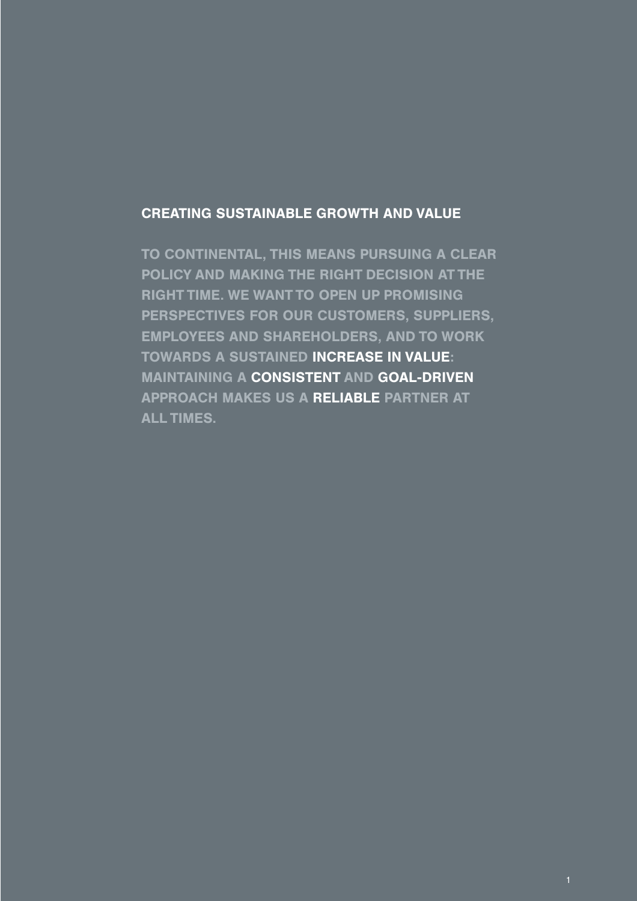## CREATING SUSTAINABLE GROWTH AND VALUE

TO CONTINENTAL, THIS MEANS PURSUING A CLEAR POLICY AND MAKING THE RIGHT DECISION AT THE RIGHT TIME. WE WANT TO OPEN UP PROMISING PERSPECTIVES FOR OUR CUSTOMERS, SUPPLIERS, EMPLOYEES AND SHAREHOLDERS, AND TO WORK TOWARDS A SUSTAINED **INCREASE IN VALUE**: MAINTAINING A **CONSISTENT** AND **GOAL-DRIVEN** APPROACH MAKES US A **RELIABLE** PARTNER AT ALL TIMES.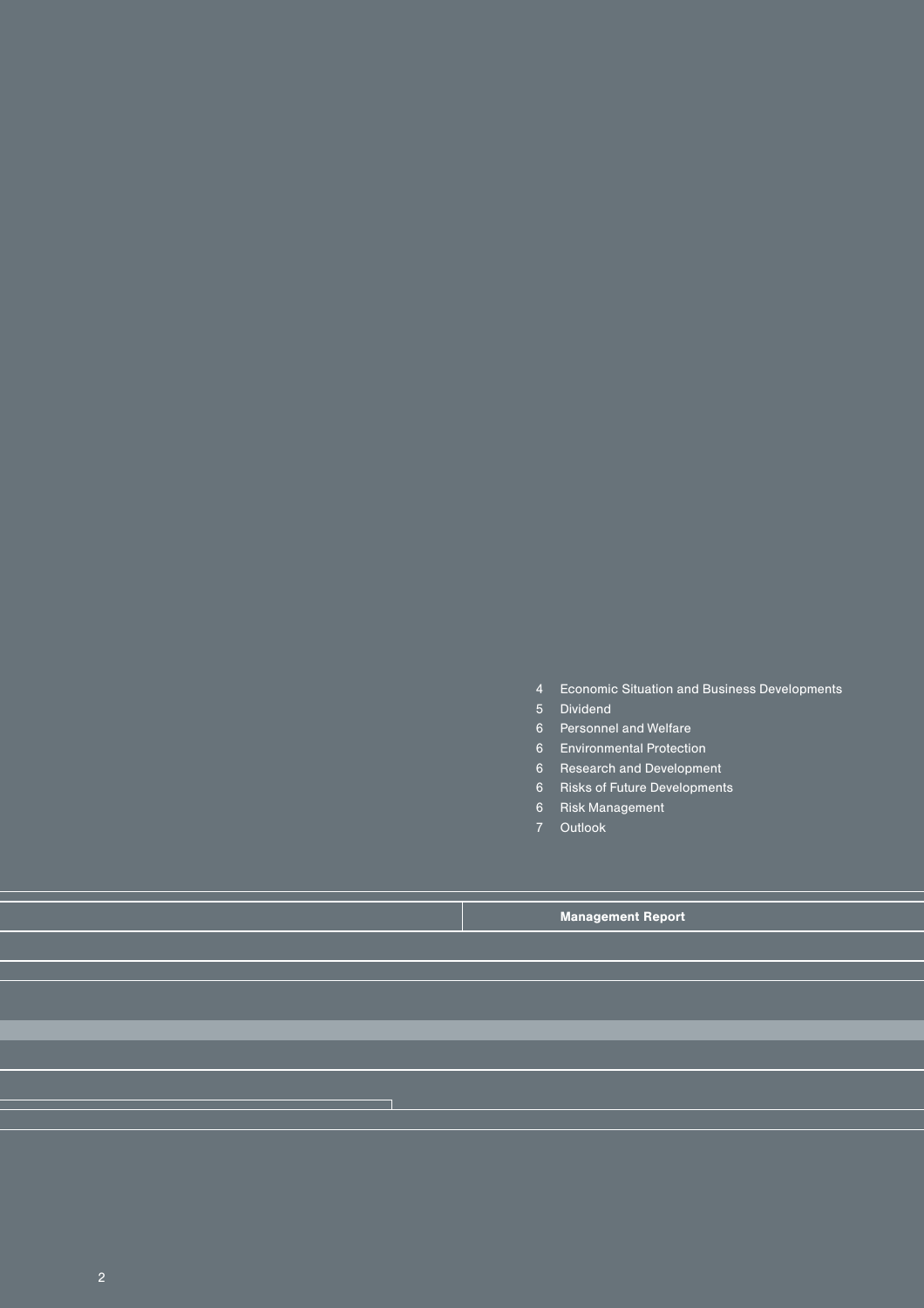# Management Report

- 4 Economic Situation and Business Developments
- 5 Dividend
- 6 Personnel and Welfare
- 6 Environmental Protection
- 6 Research and Development
- 6 Risks of Future Developments
- 6 Risk Management
- 7 Outlook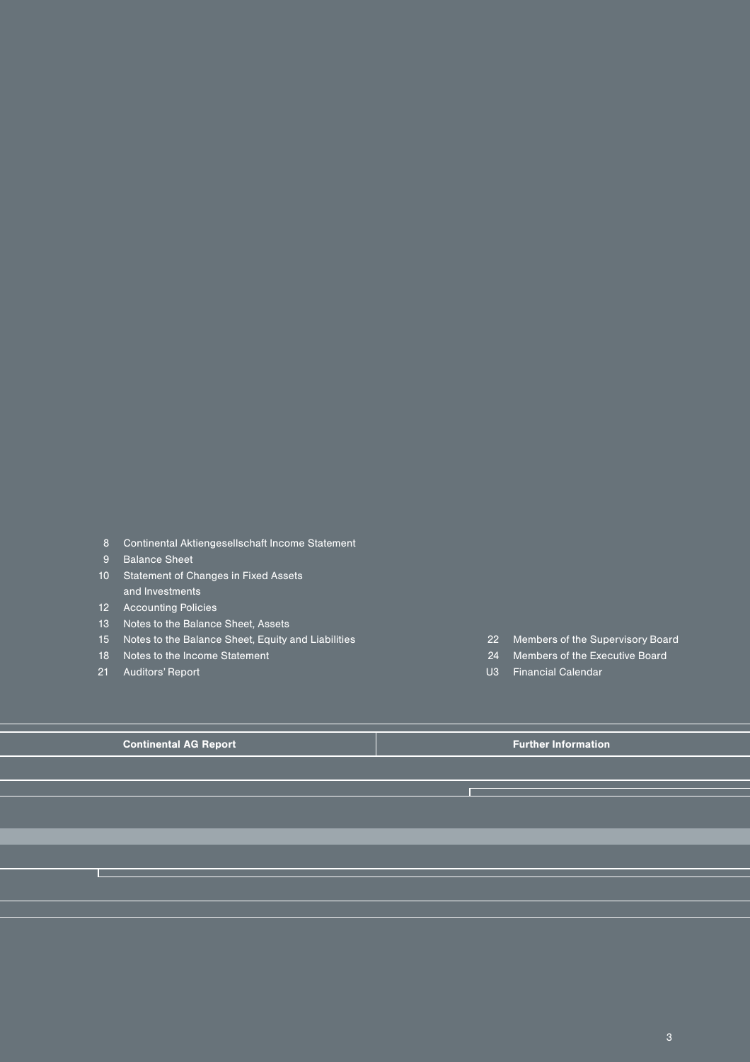| | |
|---|---|
| 8 | Continental Aktiengesellschaft Income Statement |
| 9 | Balance Sheet |
| 10 | Statement of Changes in Fixed Assets and Investments |
| 12 | Accounting Policies |
| 13 | Notes to the Balance Sheet, Assets |
| 15 | Notes to the Balance Sheet, Equity and Liabilities |
| 18 | Notes to the Income Statement |
| 21 | Auditors' Report |

| | |
|---|---|
| 22 | Members of the Supervisory Board |
| 24 | Members of the Executive Board |
| U3 | Financial Calendar |

**Continental AG Report**

**Further Information**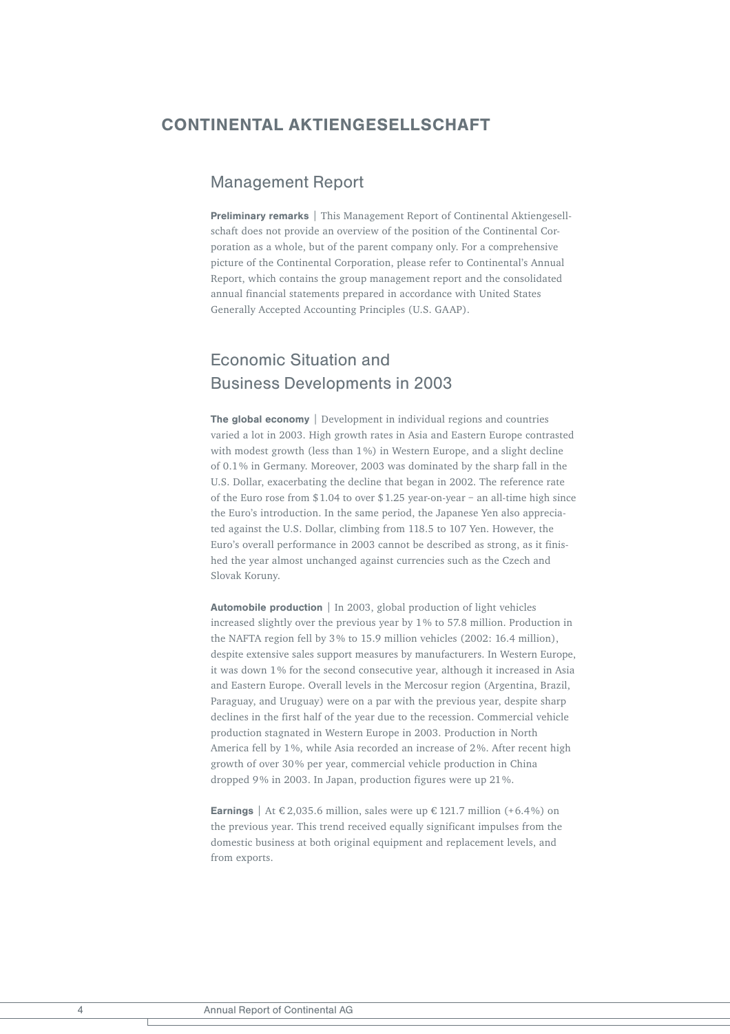# CONTINENTAL AKTIENGESELLSCHAFT

## Management Report

**Preliminary remarks** | This Management Report of Continental Aktiengesellschaft does not provide an overview of the position of the Continental Corporation as a whole, but of the parent company only. For a comprehensive picture of the Continental Corporation, please refer to Continental's Annual Report, which contains the group management report and the consolidated annual financial statements prepared in accordance with United States Generally Accepted Accounting Principles (U.S. GAAP).

## Economic Situation and Business Developments in 2003

**The global economy** | Development in individual regions and countries varied a lot in 2003. High growth rates in Asia and Eastern Europe contrasted with modest growth (less than 1%) in Western Europe, and a slight decline of 0.1% in Germany. Moreover, 2003 was dominated by the sharp fall in the U.S. Dollar, exacerbating the decline that began in 2002. The reference rate of the Euro rose from $1.04 to over $1.25 year-on-year – an all-time high since the Euro's introduction. In the same period, the Japanese Yen also appreciated against the U.S. Dollar, climbing from 118.5 to 107 Yen. However, the Euro's overall performance in 2003 cannot be described as strong, as it finished the year almost unchanged against currencies such as the Czech and Slovak Koruny.

**Automobile production** | In 2003, global production of light vehicles increased slightly over the previous year by 1% to 57.8 million. Production in the NAFTA region fell by 3% to 15.9 million vehicles (2002: 16.4 million), despite extensive sales support measures by manufacturers. In Western Europe, it was down 1% for the second consecutive year, although it increased in Asia and Eastern Europe. Overall levels in the Mercosur region (Argentina, Brazil, Paraguay, and Uruguay) were on a par with the previous year, despite sharp declines in the first half of the year due to the recession. Commercial vehicle production stagnated in Western Europe in 2003. Production in North America fell by 1%, while Asia recorded an increase of 2%. After recent high growth of over 30% per year, commercial vehicle production in China dropped 9% in 2003. In Japan, production figures were up 21%.

**Earnings** | At €2,035.6 million, sales were up €121.7 million (+6.4%) on the previous year. This trend received equally significant impulses from the domestic business at both original equipment and replacement levels, and from exports.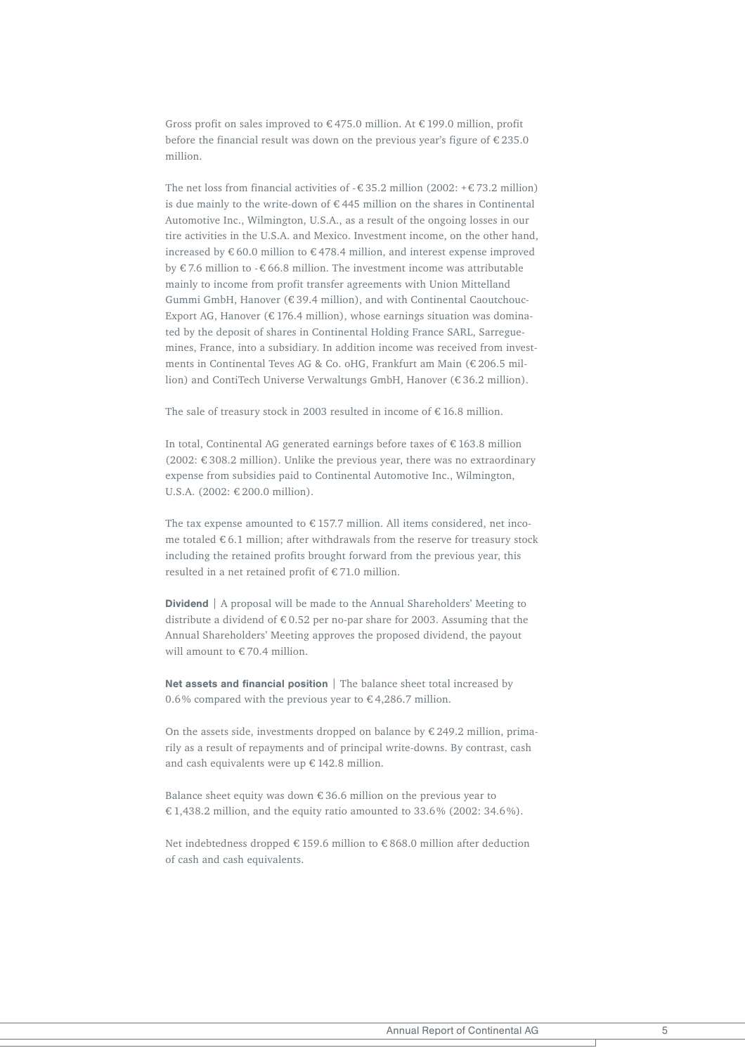Gross profit on sales improved to € 475.0 million. At € 199.0 million, profit before the financial result was down on the previous year's figure of € 235.0 million.

The net loss from financial activities of -€ 35.2 million (2002: +€ 73.2 million) is due mainly to the write-down of € 445 million on the shares in Continental Automotive Inc., Wilmington, U.S.A., as a result of the ongoing losses in our tire activities in the U.S.A. and Mexico. Investment income, on the other hand, increased by € 60.0 million to € 478.4 million, and interest expense improved by € 7.6 million to -€ 66.8 million. The investment income was attributable mainly to income from profit transfer agreements with Union Mittelland Gummi GmbH, Hanover (€ 39.4 million), and with Continental Caoutchouc-Export AG, Hanover (€ 176.4 million), whose earnings situation was dominated by the deposit of shares in Continental Holding France SARL, Sarreguemines, France, into a subsidiary. In addition income was received from investments in Continental Teves AG & Co. oHG, Frankfurt am Main (€ 206.5 million) and ContiTech Universe Verwaltungs GmbH, Hanover (€ 36.2 million).

The sale of treasury stock in 2003 resulted in income of € 16.8 million.

In total, Continental AG generated earnings before taxes of € 163.8 million (2002: € 308.2 million). Unlike the previous year, there was no extraordinary expense from subsidies paid to Continental Automotive Inc., Wilmington, U.S.A. (2002: € 200.0 million).

The tax expense amounted to € 157.7 million. All items considered, net income totaled € 6.1 million; after withdrawals from the reserve for treasury stock including the retained profits brought forward from the previous year, this resulted in a net retained profit of € 71.0 million.

**Dividend** | A proposal will be made to the Annual Shareholders' Meeting to distribute a dividend of € 0.52 per no-par share for 2003. Assuming that the Annual Shareholders' Meeting approves the proposed dividend, the payout will amount to € 70.4 million.

**Net assets and financial position** | The balance sheet total increased by 0.6% compared with the previous year to € 4,286.7 million.

On the assets side, investments dropped on balance by € 249.2 million, primarily as a result of repayments and of principal write-downs. By contrast, cash and cash equivalents were up € 142.8 million.

Balance sheet equity was down € 36.6 million on the previous year to € 1,438.2 million, and the equity ratio amounted to 33.6% (2002: 34.6%).

Net indebtedness dropped € 159.6 million to € 868.0 million after deduction of cash and cash equivalents.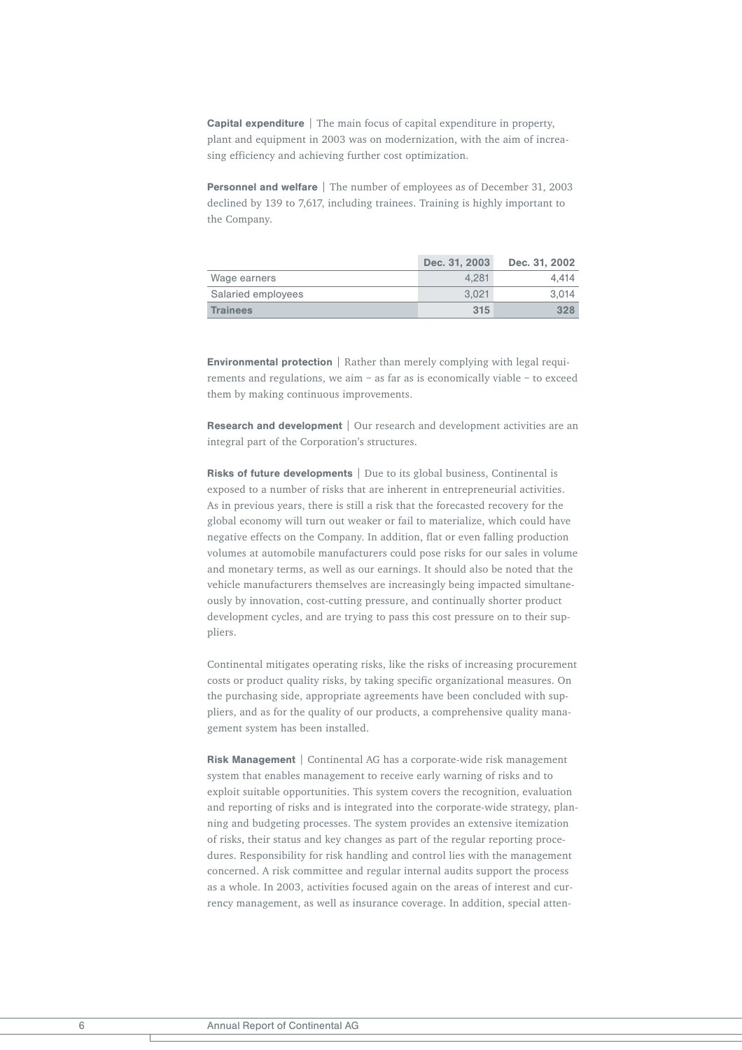**Capital expenditure** | The main focus of capital expenditure in property, plant and equipment in 2003 was on modernization, with the aim of increasing efficiency and achieving further cost optimization.

**Personnel and welfare** | The number of employees as of December 31, 2003 declined by 139 to 7,617, including trainees. Training is highly important to the Company.

| | Dec. 31, 2003 | Dec. 31, 2002 |
|---|---|---|
| Wage earners | 4,281 | 4,414 |
| Salaried employees | 3,021 | 3,014 |
| **Trainees** | **315** | **328** |

**Environmental protection** | Rather than merely complying with legal requirements and regulations, we aim – as far as is economically viable – to exceed them by making continuous improvements.

**Research and development** | Our research and development activities are an integral part of the Corporation's structures.

**Risks of future developments** | Due to its global business, Continental is exposed to a number of risks that are inherent in entrepreneurial activities. As in previous years, there is still a risk that the forecasted recovery for the global economy will turn out weaker or fail to materialize, which could have negative effects on the Company. In addition, flat or even falling production volumes at automobile manufacturers could pose risks for our sales in volume and monetary terms, as well as our earnings. It should also be noted that the vehicle manufacturers themselves are increasingly being impacted simultaneously by innovation, cost-cutting pressure, and continually shorter product development cycles, and are trying to pass this cost pressure on to their suppliers.

Continental mitigates operating risks, like the risks of increasing procurement costs or product quality risks, by taking specific organizational measures. On the purchasing side, appropriate agreements have been concluded with suppliers, and as for the quality of our products, a comprehensive quality management system has been installed.

**Risk Management** | Continental AG has a corporate-wide risk management system that enables management to receive early warning of risks and to exploit suitable opportunities. This system covers the recognition, evaluation and reporting of risks and is integrated into the corporate-wide strategy, planning and budgeting processes. The system provides an extensive itemization of risks, their status and key changes as part of the regular reporting procedures. Responsibility for risk handling and control lies with the management concerned. A risk committee and regular internal audits support the process as a whole. In 2003, activities focused again on the areas of interest and currency management, as well as insurance coverage. In addition, special atten-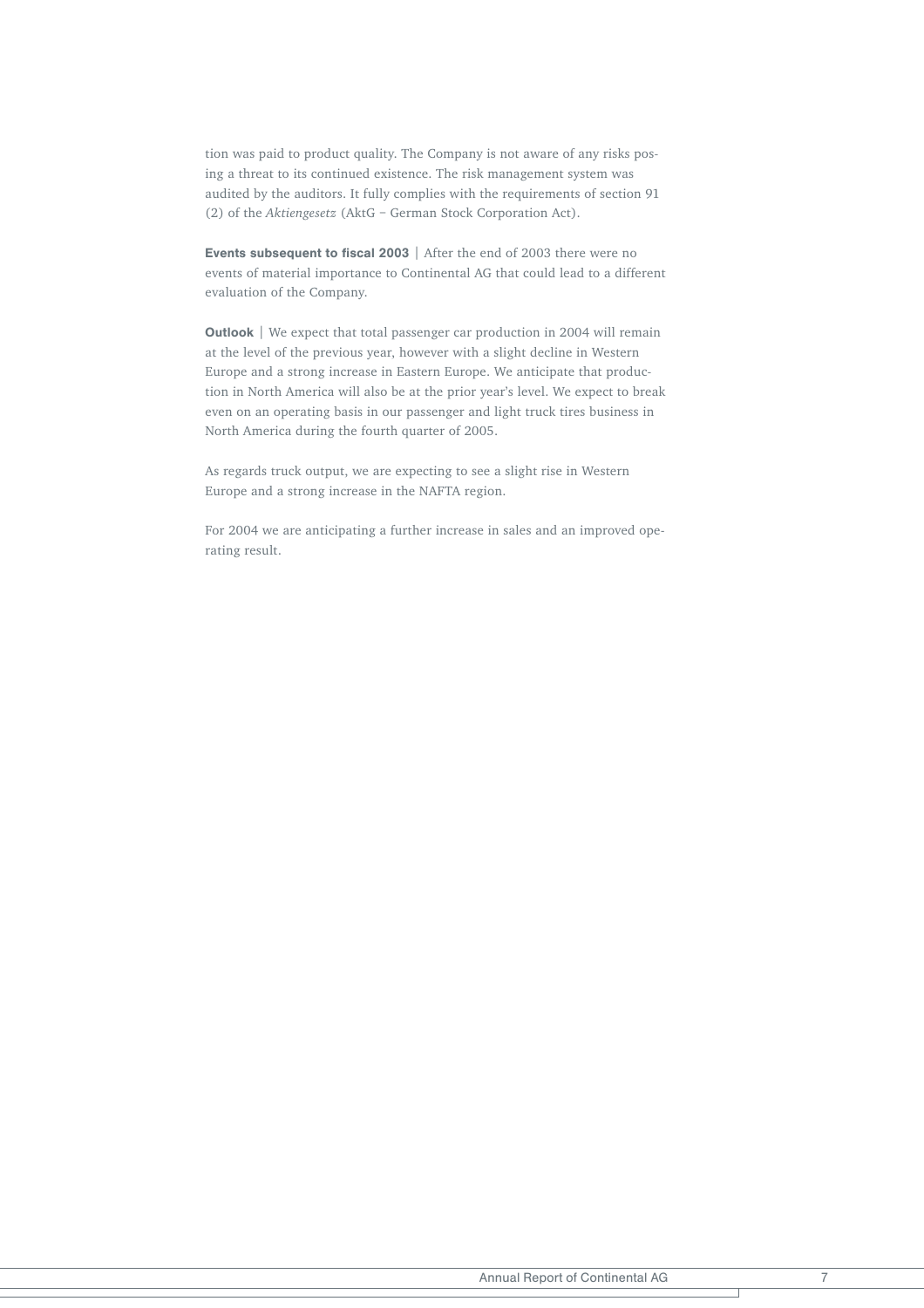tion was paid to product quality. The Company is not aware of any risks posing a threat to its continued existence. The risk management system was audited by the auditors. It fully complies with the requirements of section 91 (2) of the *Aktiengesetz* (AktG – German Stock Corporation Act).

**Events subsequent to fiscal 2003** | After the end of 2003 there were no events of material importance to Continental AG that could lead to a different evaluation of the Company.

**Outlook** | We expect that total passenger car production in 2004 will remain at the level of the previous year, however with a slight decline in Western Europe and a strong increase in Eastern Europe. We anticipate that production in North America will also be at the prior year's level. We expect to break even on an operating basis in our passenger and light truck tires business in North America during the fourth quarter of 2005.

As regards truck output, we are expecting to see a slight rise in Western Europe and a strong increase in the NAFTA region.

For 2004 we are anticipating a further increase in sales and an improved operating result.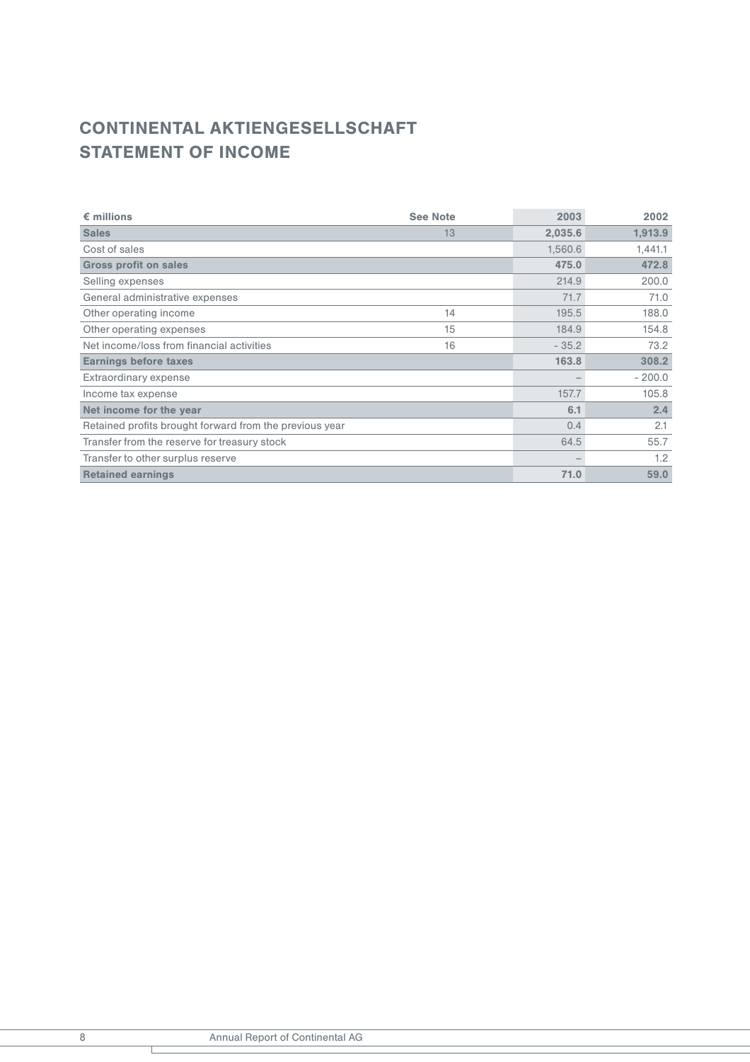# CONTINENTAL AKTIENGESELLSCHAFT
# STATEMENT OF INCOME

| € millions | See Note | 2003 | 2002 |
|---|---|---|---|
| **Sales** | 13 | **2,035.6** | **1,913.9** |
| Cost of sales | | 1,560.6 | 1,441.1 |
| **Gross profit on sales** | | **475.0** | **472.8** |
| Selling expenses | | 214.9 | 200.0 |
| General administrative expenses | | 71.7 | 71.0 |
| Other operating income | 14 | 195.5 | 188.0 |
| Other operating expenses | 15 | 184.9 | 154.8 |
| Net income/loss from financial activities | 16 | - 35.2 | 73.2 |
| **Earnings before taxes** | | **163.8** | **308.2** |
| Extraordinary expense | | – | - 200.0 |
| Income tax expense | | 157.7 | 105.8 |
| **Net income for the year** | | **6.1** | **2.4** |
| Retained profits brought forward from the previous year | | 0.4 | 2.1 |
| Transfer from the reserve for treasury stock | | 64.5 | 55.7 |
| Transfer to other surplus reserve | | – | 1.2 |
| **Retained earnings** | | **71.0** | **59.0** |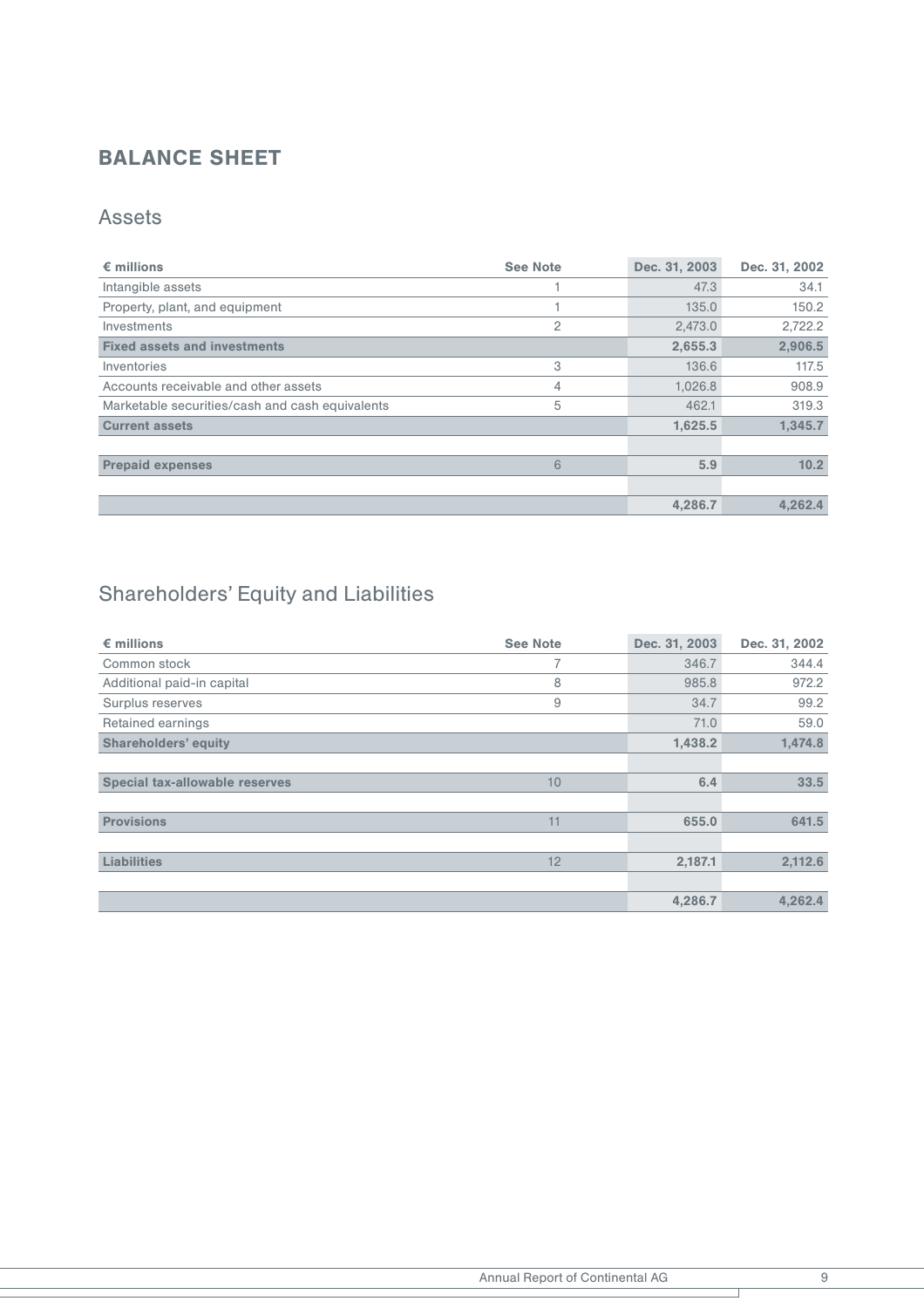# BALANCE SHEET

## Assets

| € millions | See Note | Dec. 31, 2003 | Dec. 31, 2002 |
|---|---|---|---|
| Intangible assets | 1 | 47.3 | 34.1 |
| Property, plant, and equipment | 1 | 135.0 | 150.2 |
| Investments | 2 | 2,473.0 | 2,722.2 |
| **Fixed assets and investments** | | **2,655.3** | **2,906.5** |
| Inventories | 3 | 136.6 | 117.5 |
| Accounts receivable and other assets | 4 | 1,026.8 | 908.9 |
| Marketable securities/cash and cash equivalents | 5 | 462.1 | 319.3 |
| **Current assets** | | **1,625.5** | **1,345.7** |
| | | | |
| **Prepaid expenses** | 6 | **5.9** | **10.2** |
| | | | |
| | | **4,286.7** | **4,262.4** |

## Shareholders' Equity and Liabilities

| € millions | See Note | Dec. 31, 2003 | Dec. 31, 2002 |
|---|---|---|---|
| Common stock | 7 | 346.7 | 344.4 |
| Additional paid-in capital | 8 | 985.8 | 972.2 |
| Surplus reserves | 9 | 34.7 | 99.2 |
| Retained earnings | | 71.0 | 59.0 |
| **Shareholders' equity** | | **1,438.2** | **1,474.8** |
| | | | |
| **Special tax-allowable reserves** | 10 | **6.4** | **33.5** |
| | | | |
| **Provisions** | 11 | **655.0** | **641.5** |
| | | | |
| **Liabilities** | 12 | **2,187.1** | **2,112.6** |
| | | | |
| | | **4,286.7** | **4,262.4** |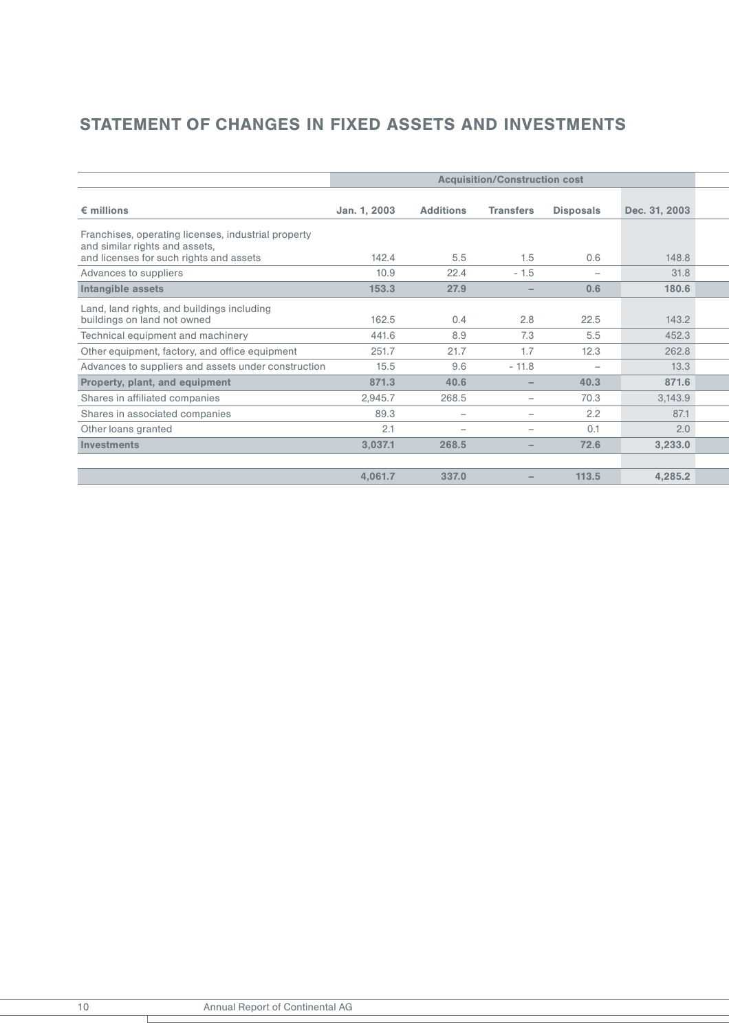# STATEMENT OF CHANGES IN FIXED ASSETS AND INVESTMENTS

| | Acquisition/Construction cost | | | | |
|---|---|---|---|---|---|
| **€ millions** | **Jan. 1, 2003** | **Additions** | **Transfers** | **Disposals** | **Dec. 31, 2003** |
| Franchises, operating licenses, industrial property and similar rights and assets, and licenses for such rights and assets | 142.4 | 5.5 | 1.5 | 0.6 | 148.8 |
| Advances to suppliers | 10.9 | 22.4 | - 1.5 | – | 31.8 |
| **Intangible assets** | **153.3** | **27.9** | **–** | **0.6** | **180.6** |
| Land, land rights, and buildings including buildings on land not owned | 162.5 | 0.4 | 2.8 | 22.5 | 143.2 |
| Technical equipment and machinery | 441.6 | 8.9 | 7.3 | 5.5 | 452.3 |
| Other equipment, factory, and office equipment | 251.7 | 21.7 | 1.7 | 12.3 | 262.8 |
| Advances to suppliers and assets under construction | 15.5 | 9.6 | - 11.8 | – | 13.3 |
| **Property, plant, and equipment** | **871.3** | **40.6** | **–** | **40.3** | **871.6** |
| Shares in affiliated companies | 2,945.7 | 268.5 | – | 70.3 | 3,143.9 |
| Shares in associated companies | 89.3 | – | – | 2.2 | 87.1 |
| Other loans granted | 2.1 | – | – | 0.1 | 2.0 |
| **Investments** | **3,037.1** | **268.5** | **–** | **72.6** | **3,233.0** |
| | | | | | |
| | **4,061.7** | **337.0** | **–** | **113.5** | **4,285.2** |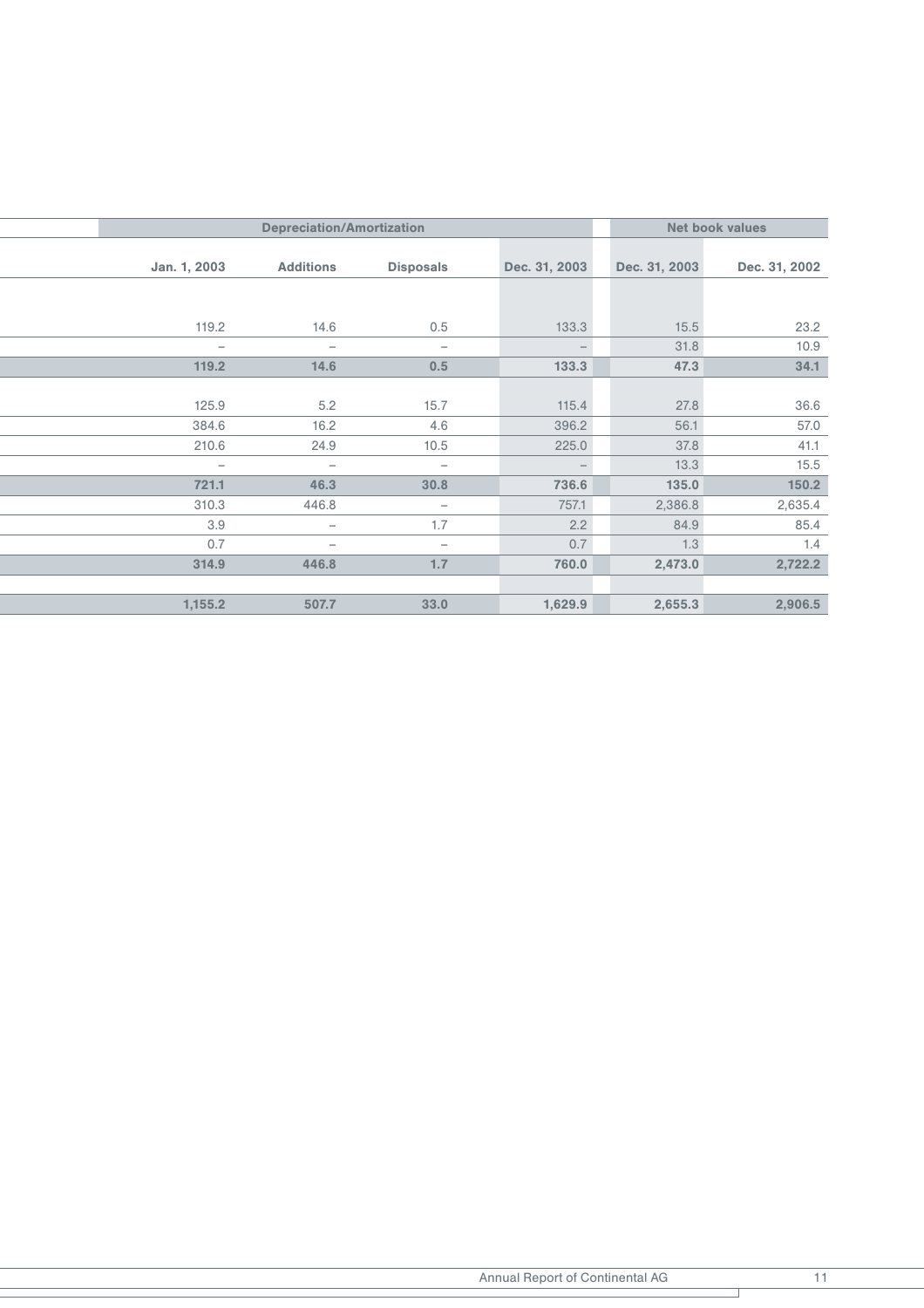| Depreciation/Amortization | | | | Net book values | |
|---|---|---|---|---|---|
| Jan. 1, 2003 | Additions | Disposals | Dec. 31, 2003 | Dec. 31, 2003 | Dec. 31, 2002 |
| 119.2 | 14.6 | 0.5 | 133.3 | 15.5 | 23.2 |
| – | – | – | – | 31.8 | 10.9 |
| **119.2** | **14.6** | **0.5** | **133.3** | **47.3** | **34.1** |
| 125.9 | 5.2 | 15.7 | 115.4 | 27.8 | 36.6 |
| 384.6 | 16.2 | 4.6 | 396.2 | 56.1 | 57.0 |
| 210.6 | 24.9 | 10.5 | 225.0 | 37.8 | 41.1 |
| – | – | – | – | 13.3 | 15.5 |
| **721.1** | **46.3** | **30.8** | **736.6** | **135.0** | **150.2** |
| 310.3 | 446.8 | – | 757.1 | 2,386.8 | 2,635.4 |
| 3.9 | – | 1.7 | 2.2 | 84.9 | 85.4 |
| 0.7 | – | – | 0.7 | 1.3 | 1.4 |
| **314.9** | **446.8** | **1.7** | **760.0** | **2,473.0** | **2,722.2** |
| **1,155.2** | **507.7** | **33.0** | **1,629.9** | **2,655.3** | **2,906.5** |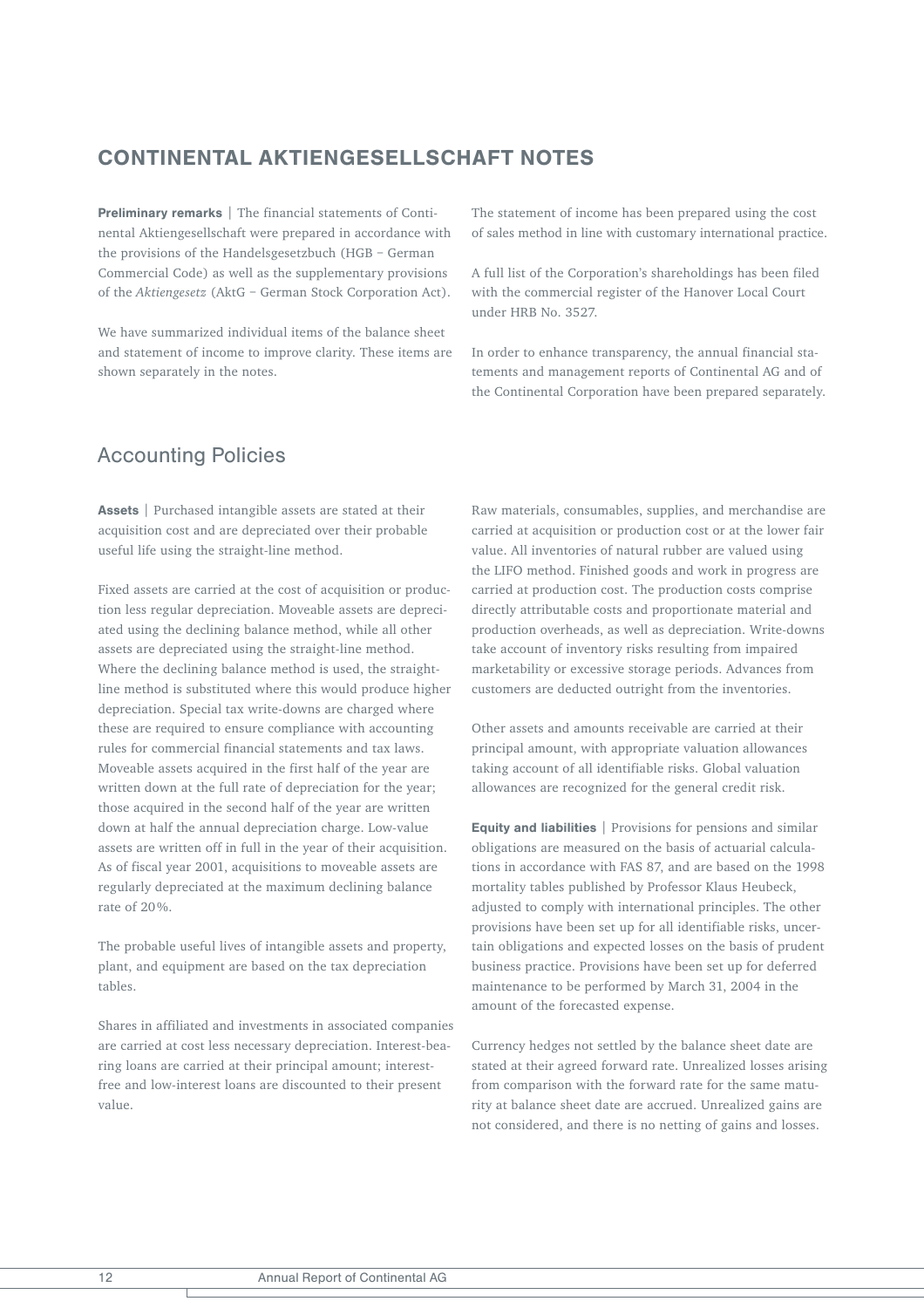# CONTINENTAL AKTIENGESELLSCHAFT NOTES

**Preliminary remarks** | The financial statements of Continental Aktiengesellschaft were prepared in accordance with the provisions of the Handelsgesetzbuch (HGB – German Commercial Code) as well as the supplementary provisions of the *Aktiengesetz* (AktG – German Stock Corporation Act).

We have summarized individual items of the balance sheet and statement of income to improve clarity. These items are shown separately in the notes.

The statement of income has been prepared using the cost of sales method in line with customary international practice.

A full list of the Corporation's shareholdings has been filed with the commercial register of the Hanover Local Court under HRB No. 3527.

In order to enhance transparency, the annual financial statements and management reports of Continental AG and of the Continental Corporation have been prepared separately.

## Accounting Policies

**Assets** | Purchased intangible assets are stated at their acquisition cost and are depreciated over their probable useful life using the straight-line method.

Fixed assets are carried at the cost of acquisition or production less regular depreciation. Moveable assets are depreciated using the declining balance method, while all other assets are depreciated using the straight-line method. Where the declining balance method is used, the straight-line method is substituted where this would produce higher depreciation. Special tax write-downs are charged where these are required to ensure compliance with accounting rules for commercial financial statements and tax laws. Moveable assets acquired in the first half of the year are written down at the full rate of depreciation for the year; those acquired in the second half of the year are written down at half the annual depreciation charge. Low-value assets are written off in full in the year of their acquisition. As of fiscal year 2001, acquisitions to moveable assets are regularly depreciated at the maximum declining balance rate of 20%.

The probable useful lives of intangible assets and property, plant, and equipment are based on the tax depreciation tables.

Shares in affiliated and investments in associated companies are carried at cost less necessary depreciation. Interest-bearing loans are carried at their principal amount; interest-free and low-interest loans are discounted to their present value.

Raw materials, consumables, supplies, and merchandise are carried at acquisition or production cost or at the lower fair value. All inventories of natural rubber are valued using the LIFO method. Finished goods and work in progress are carried at production cost. The production costs comprise directly attributable costs and proportionate material and production overheads, as well as depreciation. Write-downs take account of inventory risks resulting from impaired marketability or excessive storage periods. Advances from customers are deducted outright from the inventories.

Other assets and amounts receivable are carried at their principal amount, with appropriate valuation allowances taking account of all identifiable risks. Global valuation allowances are recognized for the general credit risk.

**Equity and liabilities** | Provisions for pensions and similar obligations are measured on the basis of actuarial calculations in accordance with FAS 87, and are based on the 1998 mortality tables published by Professor Klaus Heubeck, adjusted to comply with international principles. The other provisions have been set up for all identifiable risks, uncertain obligations and expected losses on the basis of prudent business practice. Provisions have been set up for deferred maintenance to be performed by March 31, 2004 in the amount of the forecasted expense.

Currency hedges not settled by the balance sheet date are stated at their agreed forward rate. Unrealized losses arising from comparison with the forward rate for the same maturity at balance sheet date are accrued. Unrealized gains are not considered, and there is no netting of gains and losses.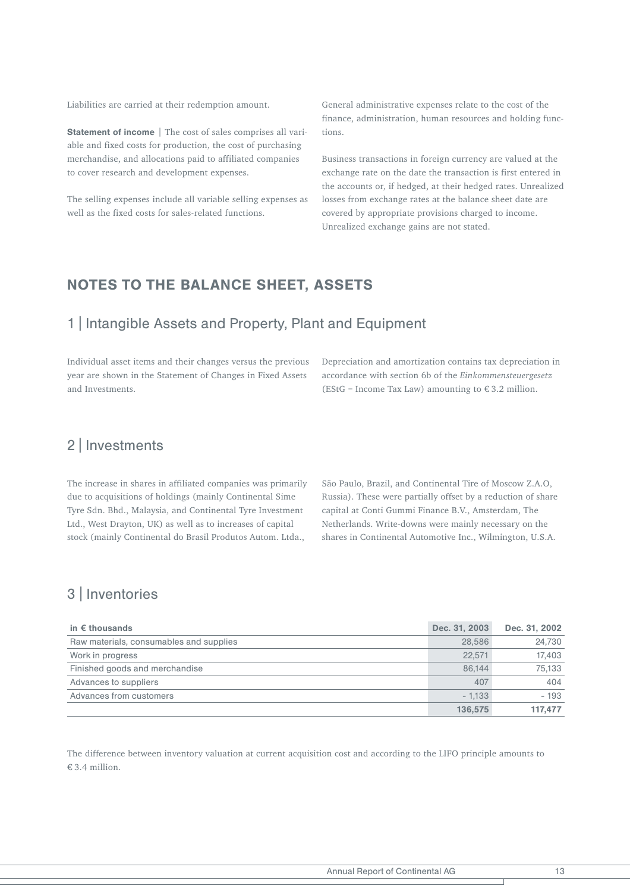Liabilities are carried at their redemption amount.

**Statement of income** | The cost of sales comprises all variable and fixed costs for production, the cost of purchasing merchandise, and allocations paid to affiliated companies to cover research and development expenses.

The selling expenses include all variable selling expenses as well as the fixed costs for sales-related functions.

General administrative expenses relate to the cost of the finance, administration, human resources and holding functions.

Business transactions in foreign currency are valued at the exchange rate on the date the transaction is first entered in the accounts or, if hedged, at their hedged rates. Unrealized losses from exchange rates at the balance sheet date are covered by appropriate provisions charged to income. Unrealized exchange gains are not stated.

# NOTES TO THE BALANCE SHEET, ASSETS

## 1 | Intangible Assets and Property, Plant and Equipment

Individual asset items and their changes versus the previous year are shown in the Statement of Changes in Fixed Assets and Investments.

Depreciation and amortization contains tax depreciation in accordance with section 6b of the *Einkommensteuergesetz* (EStG – Income Tax Law) amounting to € 3.2 million.

## 2 | Investments

The increase in shares in affiliated companies was primarily due to acquisitions of holdings (mainly Continental Sime Tyre Sdn. Bhd., Malaysia, and Continental Tyre Investment Ltd., West Drayton, UK) as well as to increases of capital stock (mainly Continental do Brasil Produtos Autom. Ltda., São Paulo, Brazil, and Continental Tire of Moscow Z.A.O, Russia). These were partially offset by a reduction of share capital at Conti Gummi Finance B.V., Amsterdam, The Netherlands. Write-downs were mainly necessary on the shares in Continental Automotive Inc., Wilmington, U.S.A.

## 3 | Inventories

| in € thousands | Dec. 31, 2003 | Dec. 31, 2002 |
|---|---|---|
| Raw materials, consumables and supplies | 28,586 | 24,730 |
| Work in progress | 22,571 | 17,403 |
| Finished goods and merchandise | 86,144 | 75,133 |
| Advances to suppliers | 407 | 404 |
| Advances from customers | - 1,133 | - 193 |
| | **136,575** | **117,477** |

The difference between inventory valuation at current acquisition cost and according to the LIFO principle amounts to € 3.4 million.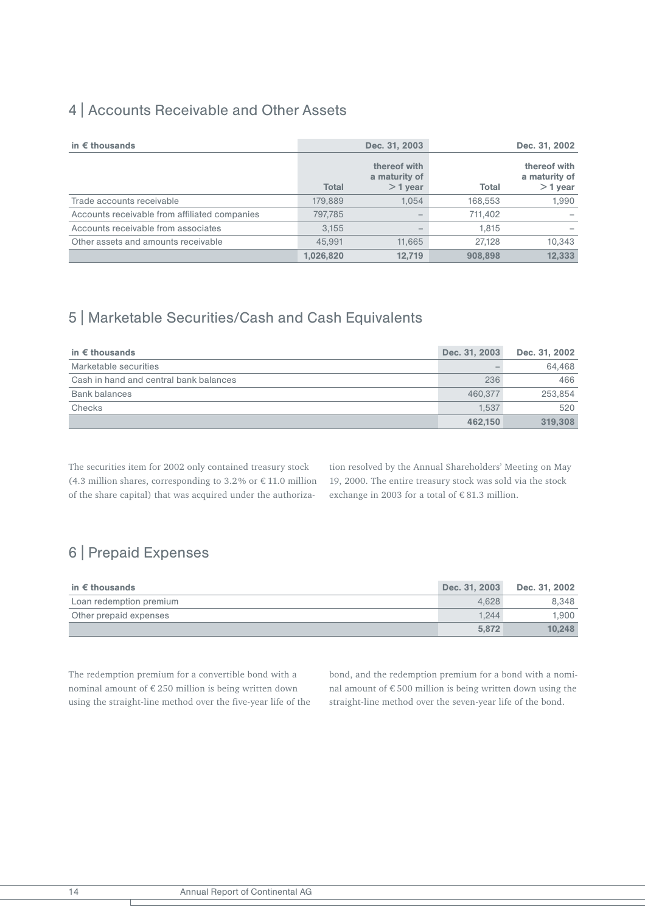## 4 | Accounts Receivable and Other Assets

| in € thousands | Dec. 31, 2003 | | Dec. 31, 2002 | |
|---|---|---|---|---|
| | Total | thereof with a maturity of > 1 year | Total | thereof with a maturity of > 1 year |
| Trade accounts receivable | 179,889 | 1,054 | 168,553 | 1,990 |
| Accounts receivable from affiliated companies | 797,785 | – | 711,402 | – |
| Accounts receivable from associates | 3,155 | – | 1,815 | – |
| Other assets and amounts receivable | 45,991 | 11,665 | 27,128 | 10,343 |
| | **1,026,820** | **12,719** | **908,898** | **12,333** |

## 5 | Marketable Securities/Cash and Cash Equivalents

| in € thousands | Dec. 31, 2003 | Dec. 31, 2002 |
|---|---|---|
| Marketable securities | – | 64,468 |
| Cash in hand and central bank balances | 236 | 466 |
| Bank balances | 460,377 | 253,854 |
| Checks | 1,537 | 520 |
| | **462,150** | **319,308** |

The securities item for 2002 only contained treasury stock (4.3 million shares, corresponding to 3.2% or € 11.0 million of the share capital) that was acquired under the authorization resolved by the Annual Shareholders' Meeting on May 19, 2000. The entire treasury stock was sold via the stock exchange in 2003 for a total of € 81.3 million.

## 6 | Prepaid Expenses

| in € thousands | Dec. 31, 2003 | Dec. 31, 2002 |
|---|---|---|
| Loan redemption premium | 4,628 | 8,348 |
| Other prepaid expenses | 1,244 | 1,900 |
| | **5,872** | **10,248** |

The redemption premium for a convertible bond with a nominal amount of € 250 million is being written down using the straight-line method over the five-year life of the bond, and the redemption premium for a bond with a nominal amount of € 500 million is being written down using the straight-line method over the seven-year life of the bond.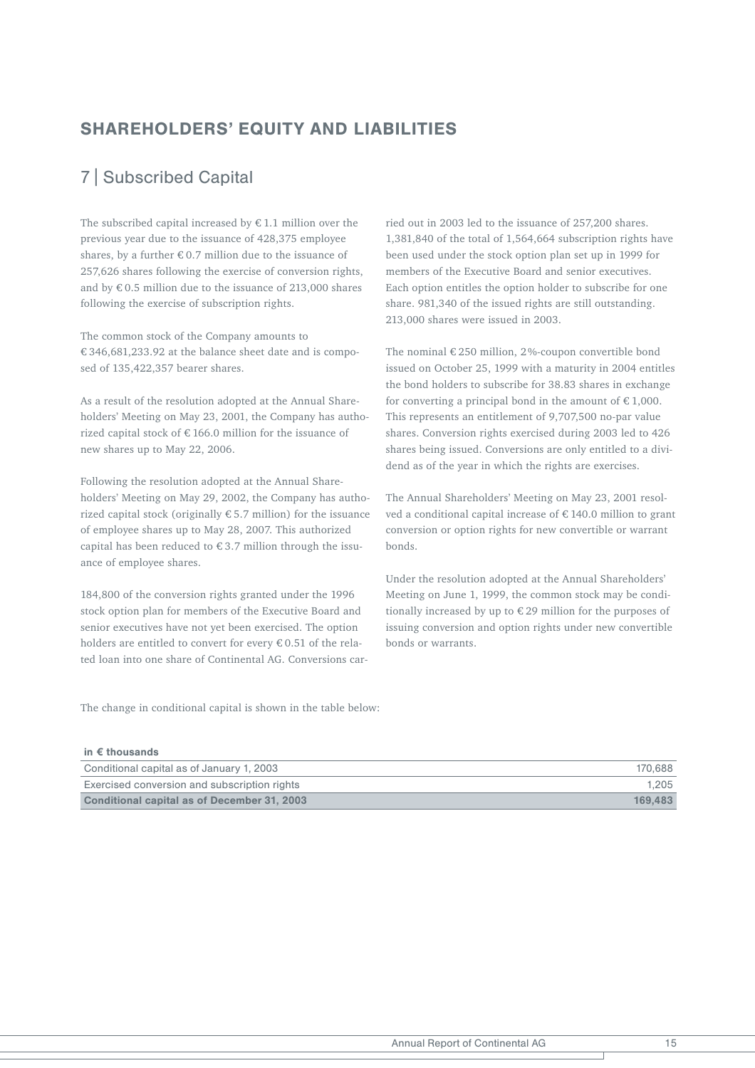# SHAREHOLDERS' EQUITY AND LIABILITIES

## 7 | Subscribed Capital

The subscribed capital increased by € 1.1 million over the previous year due to the issuance of 428,375 employee shares, by a further € 0.7 million due to the issuance of 257,626 shares following the exercise of conversion rights, and by € 0.5 million due to the issuance of 213,000 shares following the exercise of subscription rights.

The common stock of the Company amounts to € 346,681,233.92 at the balance sheet date and is composed of 135,422,357 bearer shares.

As a result of the resolution adopted at the Annual Shareholders' Meeting on May 23, 2001, the Company has authorized capital stock of € 166.0 million for the issuance of new shares up to May 22, 2006.

Following the resolution adopted at the Annual Shareholders' Meeting on May 29, 2002, the Company has authorized capital stock (originally € 5.7 million) for the issuance of employee shares up to May 28, 2007. This authorized capital has been reduced to € 3.7 million through the issuance of employee shares.

184,800 of the conversion rights granted under the 1996 stock option plan for members of the Executive Board and senior executives have not yet been exercised. The option holders are entitled to convert for every € 0.51 of the related loan into one share of Continental AG. Conversions carried out in 2003 led to the issuance of 257,200 shares. 1,381,840 of the total of 1,564,664 subscription rights have been used under the stock option plan set up in 1999 for members of the Executive Board and senior executives. Each option entitles the option holder to subscribe for one share. 981,340 of the issued rights are still outstanding. 213,000 shares were issued in 2003.

The nominal € 250 million, 2%-coupon convertible bond issued on October 25, 1999 with a maturity in 2004 entitles the bond holders to subscribe for 38.83 shares in exchange for converting a principal bond in the amount of € 1,000. This represents an entitlement of 9,707,500 no-par value shares. Conversion rights exercised during 2003 led to 426 shares being issued. Conversions are only entitled to a dividend as of the year in which the rights are exercises.

The Annual Shareholders' Meeting on May 23, 2001 resolved a conditional capital increase of € 140.0 million to grant conversion or option rights for new convertible or warrant bonds.

Under the resolution adopted at the Annual Shareholders' Meeting on June 1, 1999, the common stock may be conditionally increased by up to € 29 million for the purposes of issuing conversion and option rights under new convertible bonds or warrants.

The change in conditional capital is shown in the table below:

| in € thousands | |
|---|---|
| Conditional capital as of January 1, 2003 | 170,688 |
| Exercised conversion and subscription rights | 1,205 |
| **Conditional capital as of December 31, 2003** | **169,483** |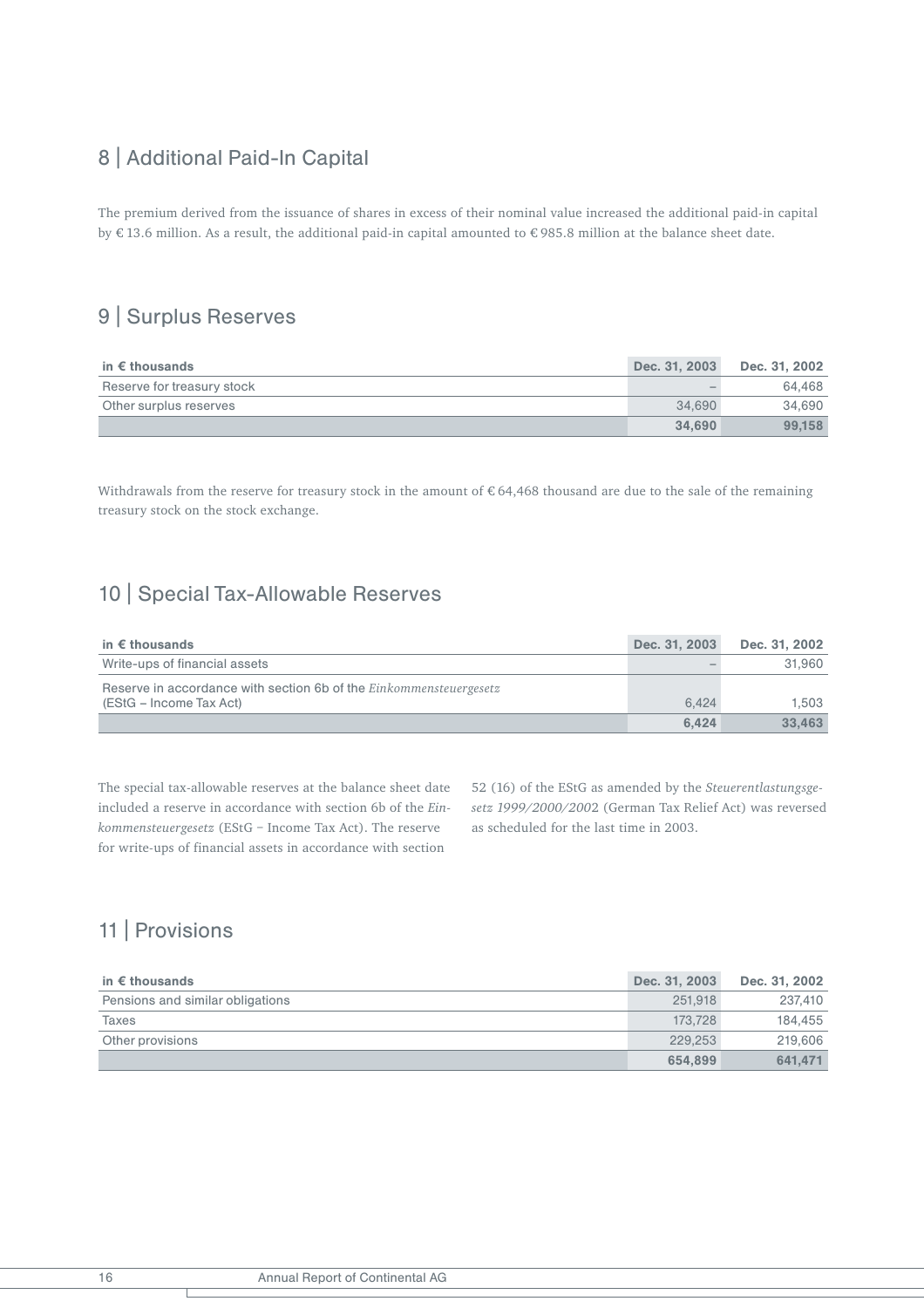## 8 | Additional Paid-In Capital

The premium derived from the issuance of shares in excess of their nominal value increased the additional paid-in capital by € 13.6 million. As a result, the additional paid-in capital amounted to € 985.8 million at the balance sheet date.

## 9 | Surplus Reserves

| in € thousands | Dec. 31, 2003 | Dec. 31, 2002 |
|---|---|---|
| Reserve for treasury stock | – | 64,468 |
| Other surplus reserves | 34,690 | 34,690 |
| | **34,690** | **99,158** |

Withdrawals from the reserve for treasury stock in the amount of € 64,468 thousand are due to the sale of the remaining treasury stock on the stock exchange.

## 10 | Special Tax-Allowable Reserves

| in € thousands | Dec. 31, 2003 | Dec. 31, 2002 |
|---|---|---|
| Write-ups of financial assets | – | 31,960 |
| Reserve in accordance with section 6b of the *Einkommensteuergesetz* (EStG – Income Tax Act) | 6,424 | 1,503 |
| | **6,424** | **33,463** |

The special tax-allowable reserves at the balance sheet date included a reserve in accordance with section 6b of the *Einkommensteuergesetz* (EStG – Income Tax Act). The reserve for write-ups of financial assets in accordance with section 52 (16) of the EStG as amended by the *Steuerentlastungsgesetz 1999/2000/2002* (German Tax Relief Act) was reversed as scheduled for the last time in 2003.

## 11 | Provisions

| in € thousands | Dec. 31, 2003 | Dec. 31, 2002 |
|---|---|---|
| Pensions and similar obligations | 251,918 | 237,410 |
| Taxes | 173,728 | 184,455 |
| Other provisions | 229,253 | 219,606 |
| | **654,899** | **641,471** |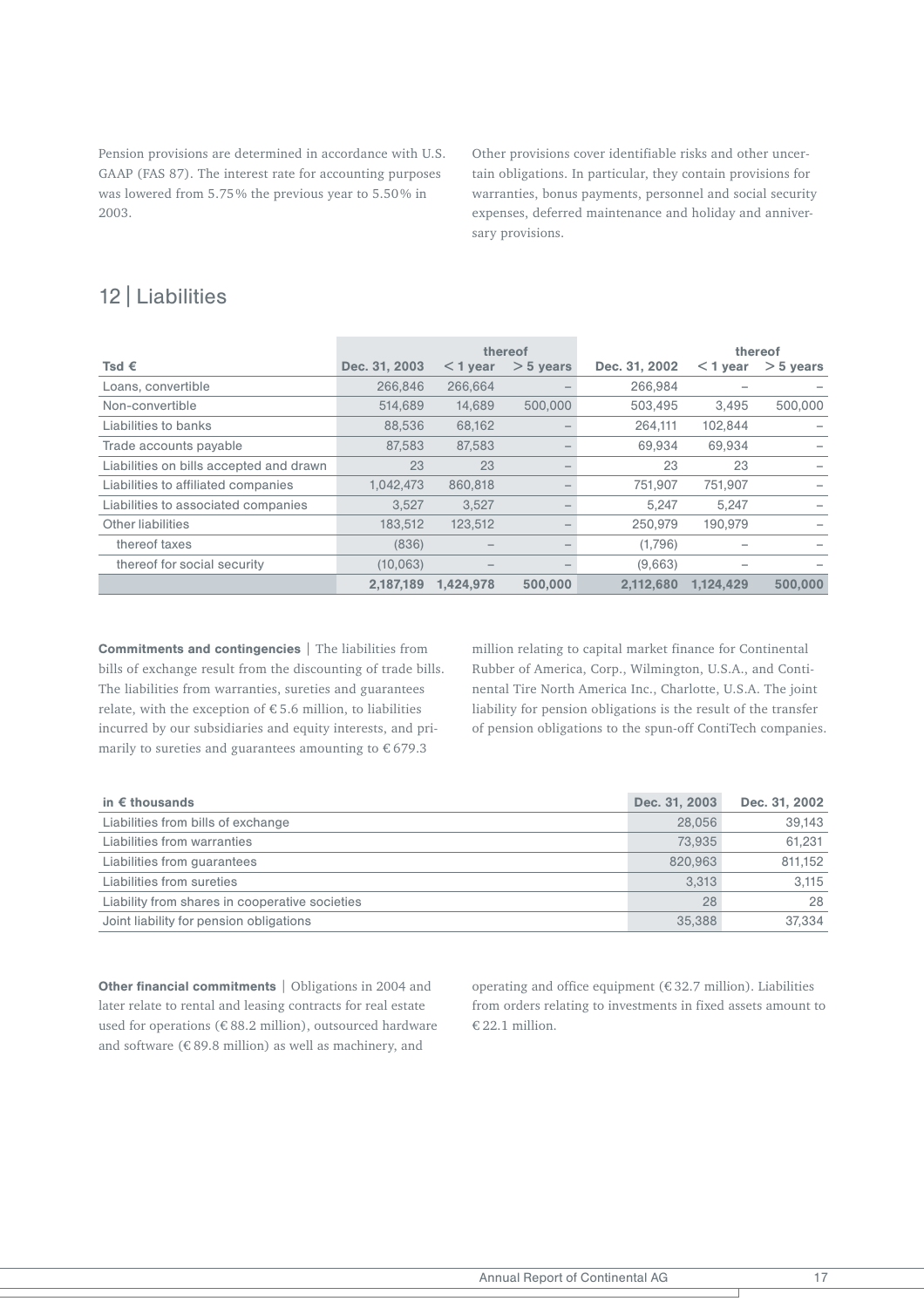Pension provisions are determined in accordance with U.S. GAAP (FAS 87). The interest rate for accounting purposes was lowered from 5.75% the previous year to 5.50% in 2003.

Other provisions cover identifiable risks and other uncertain obligations. In particular, they contain provisions for warranties, bonus payments, personnel and social security expenses, deferred maintenance and holiday and anniversary provisions.

## 12 | Liabilities

| Tsd € | Dec. 31, 2003 | thereof < 1 year | thereof > 5 years | Dec. 31, 2002 | thereof < 1 year | thereof > 5 years |
|---|---|---|---|---|---|---|
| Loans, convertible | 266,846 | 266,664 | – | 266,984 | – | – |
| Non-convertible | 514,689 | 14,689 | 500,000 | 503,495 | 3,495 | 500,000 |
| Liabilities to banks | 88,536 | 68,162 | – | 264,111 | 102,844 | – |
| Trade accounts payable | 87,583 | 87,583 | – | 69,934 | 69,934 | – |
| Liabilities on bills accepted and drawn | 23 | 23 | – | 23 | 23 | – |
| Liabilities to affiliated companies | 1,042,473 | 860,818 | – | 751,907 | 751,907 | – |
| Liabilities to associated companies | 3,527 | 3,527 | – | 5,247 | 5,247 | – |
| Other liabilities | 183,512 | 123,512 | – | 250,979 | 190,979 | – |
| thereof taxes | (836) | – | – | (1,796) | – | – |
| thereof for social security | (10,063) | – | – | (9,663) | – | – |
| | **2,187,189** | **1,424,978** | **500,000** | **2,112,680** | **1,124,429** | **500,000** |

**Commitments and contingencies** | The liabilities from bills of exchange result from the discounting of trade bills. The liabilities from warranties, sureties and guarantees relate, with the exception of € 5.6 million, to liabilities incurred by our subsidiaries and equity interests, and primarily to sureties and guarantees amounting to € 679.3 million relating to capital market finance for Continental Rubber of America, Corp., Wilmington, U.S.A., and Continental Tire North America Inc., Charlotte, U.S.A. The joint liability for pension obligations is the result of the transfer of pension obligations to the spun-off ContiTech companies.

| in € thousands | Dec. 31, 2003 | Dec. 31, 2002 |
|---|---|---|
| Liabilities from bills of exchange | 28,056 | 39,143 |
| Liabilities from warranties | 73,935 | 61,231 |
| Liabilities from guarantees | 820,963 | 811,152 |
| Liabilities from sureties | 3,313 | 3,115 |
| Liability from shares in cooperative societies | 28 | 28 |
| Joint liability for pension obligations | 35,388 | 37,334 |

**Other financial commitments** | Obligations in 2004 and later relate to rental and leasing contracts for real estate used for operations (€ 88.2 million), outsourced hardware and software (€ 89.8 million) as well as machinery, and operating and office equipment (€ 32.7 million). Liabilities from orders relating to investments in fixed assets amount to € 22.1 million.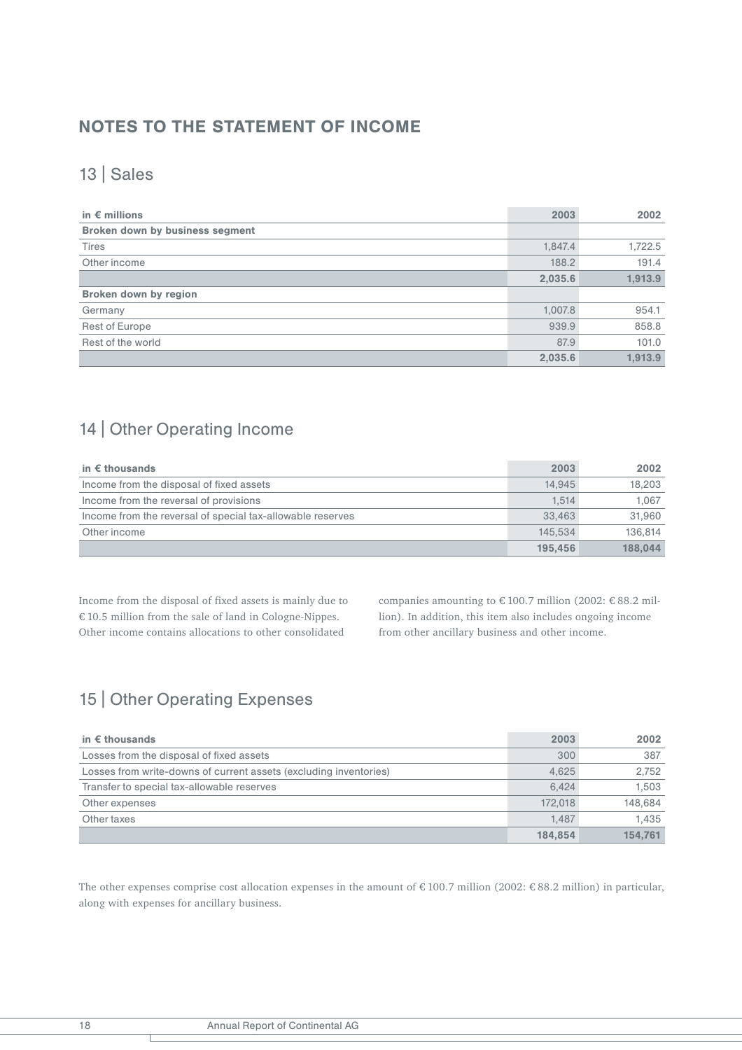## NOTES TO THE STATEMENT OF INCOME

### 13 | Sales

| in € millions | 2003 | 2002 |
|---|---|---|
| **Broken down by business segment** | | |
| Tires | 1,847.4 | 1,722.5 |
| Other income | 188.2 | 191.4 |
| | **2,035.6** | **1,913.9** |
| **Broken down by region** | | |
| Germany | 1,007.8 | 954.1 |
| Rest of Europe | 939.9 | 858.8 |
| Rest of the world | 87.9 | 101.0 |
| | **2,035.6** | **1,913.9** |

### 14 | Other Operating Income

| in € thousands | 2003 | 2002 |
|---|---|---|
| Income from the disposal of fixed assets | 14,945 | 18,203 |
| Income from the reversal of provisions | 1,514 | 1,067 |
| Income from the reversal of special tax-allowable reserves | 33,463 | 31,960 |
| Other income | 145,534 | 136,814 |
| | **195,456** | **188,044** |

Income from the disposal of fixed assets is mainly due to € 10.5 million from the sale of land in Cologne-Nippes. Other income contains allocations to other consolidated companies amounting to € 100.7 million (2002: € 88.2 million). In addition, this item also includes ongoing income from other ancillary business and other income.

### 15 | Other Operating Expenses

| in € thousands | 2003 | 2002 |
|---|---|---|
| Losses from the disposal of fixed assets | 300 | 387 |
| Losses from write-downs of current assets (excluding inventories) | 4,625 | 2,752 |
| Transfer to special tax-allowable reserves | 6,424 | 1,503 |
| Other expenses | 172,018 | 148,684 |
| Other taxes | 1,487 | 1,435 |
| | **184,854** | **154,761** |

The other expenses comprise cost allocation expenses in the amount of € 100.7 million (2002: € 88.2 million) in particular, along with expenses for ancillary business.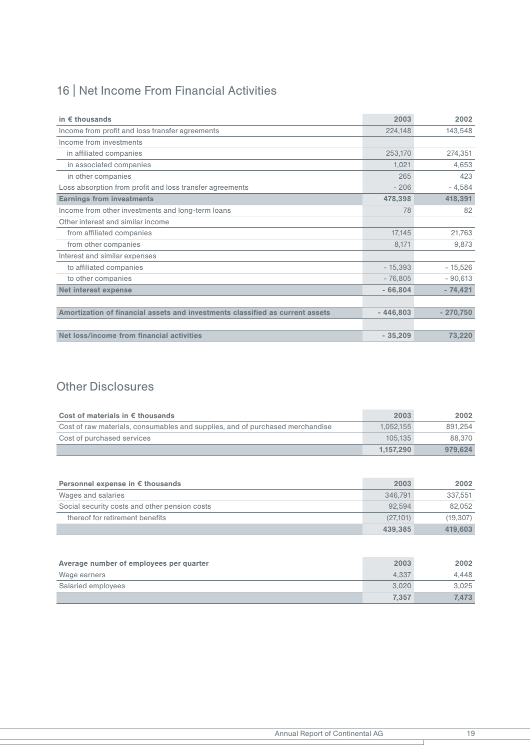## 16 | Net Income From Financial Activities

| in € thousands | 2003 | 2002 |
|---|---|---|
| Income from profit and loss transfer agreements | 224,148 | 143,548 |
| Income from investments | | |
| in affiliated companies | 253,170 | 274,351 |
| in associated companies | 1,021 | 4,653 |
| in other companies | 265 | 423 |
| Loss absorption from profit and loss transfer agreements | - 206 | - 4,584 |
| **Earnings from investments** | **478,398** | **418,391** |
| Income from other investments and long-term loans | 78 | 82 |
| Other interest and similar income | | |
| from affiliated companies | 17,145 | 21,763 |
| from other companies | 8,171 | 9,873 |
| Interest and similar expenses | | |
| to affiliated companies | - 15,393 | - 15,526 |
| to other companies | - 76,805 | - 90,613 |
| **Net interest expense** | **- 66,804** | **- 74,421** |
| | | |
| **Amortization of financial assets and investments classified as current assets** | **- 446,803** | **- 270,750** |
| | | |
| **Net loss/income from financial activities** | **- 35,209** | **73,220** |

## Other Disclosures

| Cost of materials in € thousands | 2003 | 2002 |
|---|---|---|
| Cost of raw materials, consumables and supplies, and of purchased merchandise | 1,052,155 | 891,254 |
| Cost of purchased services | 105,135 | 88,370 |
| | **1,157,290** | **979,624** |

| Personnel expense in € thousands | 2003 | 2002 |
|---|---|---|
| Wages and salaries | 346,791 | 337,551 |
| Social security costs and other pension costs | 92,594 | 82,052 |
| thereof for retirement benefits | (27,101) | (19,307) |
| | **439,385** | **419,603** |

| Average number of employees per quarter | 2003 | 2002 |
|---|---|---|
| Wage earners | 4,337 | 4,448 |
| Salaried employees | 3,020 | 3,025 |
| | **7,357** | **7,473** |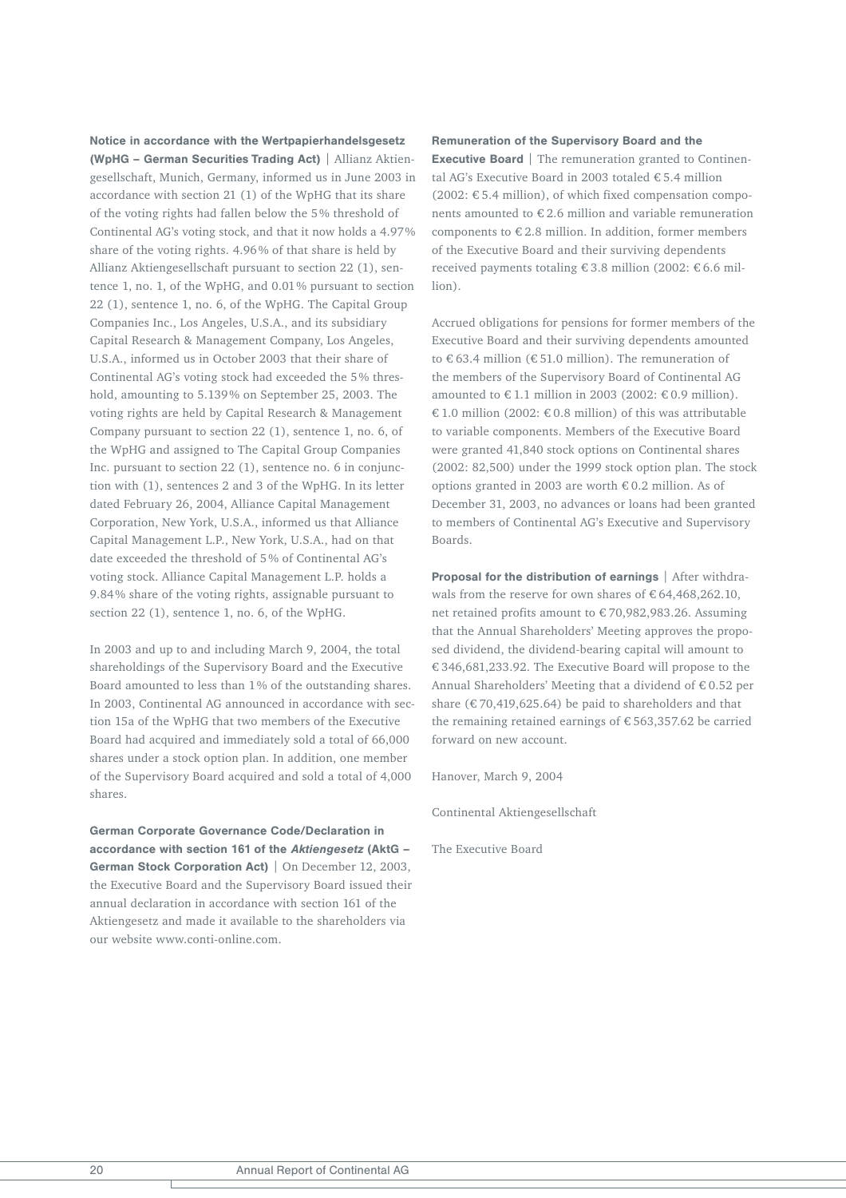**Notice in accordance with the Wertpapierhandelsgesetz (WpHG – German Securities Trading Act)** | Allianz Aktiengesellschaft, Munich, Germany, informed us in June 2003 in accordance with section 21 (1) of the WpHG that its share of the voting rights had fallen below the 5% threshold of Continental AG's voting stock, and that it now holds a 4.97% share of the voting rights. 4.96% of that share is held by Allianz Aktiengesellschaft pursuant to section 22 (1), sentence 1, no. 1, of the WpHG, and 0.01% pursuant to section 22 (1), sentence 1, no. 6, of the WpHG. The Capital Group Companies Inc., Los Angeles, U.S.A., and its subsidiary Capital Research & Management Company, Los Angeles, U.S.A., informed us in October 2003 that their share of Continental AG's voting stock had exceeded the 5% threshold, amounting to 5.139% on September 25, 2003. The voting rights are held by Capital Research & Management Company pursuant to section 22 (1), sentence 1, no. 6, of the WpHG and assigned to The Capital Group Companies Inc. pursuant to section 22 (1), sentence no. 6 in conjunction with (1), sentences 2 and 3 of the WpHG. In its letter dated February 26, 2004, Alliance Capital Management Corporation, New York, U.S.A., informed us that Alliance Capital Management L.P., New York, U.S.A., had on that date exceeded the threshold of 5% of Continental AG's voting stock. Alliance Capital Management L.P. holds a 9.84% share of the voting rights, assignable pursuant to section 22 (1), sentence 1, no. 6, of the WpHG.

In 2003 and up to and including March 9, 2004, the total shareholdings of the Supervisory Board and the Executive Board amounted to less than 1% of the outstanding shares. In 2003, Continental AG announced in accordance with section 15a of the WpHG that two members of the Executive Board had acquired and immediately sold a total of 66,000 shares under a stock option plan. In addition, one member of the Supervisory Board acquired and sold a total of 4,000 shares.

**German Corporate Governance Code/Declaration in accordance with section 161 of the *Aktiengesetz* (AktG – German Stock Corporation Act)** | On December 12, 2003, the Executive Board and the Supervisory Board issued their annual declaration in accordance with section 161 of the Aktiengesetz and made it available to the shareholders via our website www.conti-online.com.

**Remuneration of the Supervisory Board and the Executive Board** | The remuneration granted to Continental AG's Executive Board in 2003 totaled € 5.4 million (2002: € 5.4 million), of which fixed compensation components amounted to € 2.6 million and variable remuneration components to € 2.8 million. In addition, former members of the Executive Board and their surviving dependents received payments totaling € 3.8 million (2002: € 6.6 million).

Accrued obligations for pensions for former members of the Executive Board and their surviving dependents amounted to € 63.4 million (€ 51.0 million). The remuneration of the members of the Supervisory Board of Continental AG amounted to € 1.1 million in 2003 (2002: € 0.9 million). € 1.0 million (2002: € 0.8 million) of this was attributable to variable components. Members of the Executive Board were granted 41,840 stock options on Continental shares (2002: 82,500) under the 1999 stock option plan. The stock options granted in 2003 are worth € 0.2 million. As of December 31, 2003, no advances or loans had been granted to members of Continental AG's Executive and Supervisory Boards.

**Proposal for the distribution of earnings** | After withdrawals from the reserve for own shares of € 64,468,262.10, net retained profits amount to € 70,982,983.26. Assuming that the Annual Shareholders' Meeting approves the proposed dividend, the dividend-bearing capital will amount to € 346,681,233.92. The Executive Board will propose to the Annual Shareholders' Meeting that a dividend of € 0.52 per share (€ 70,419,625.64) be paid to shareholders and that the remaining retained earnings of € 563,357.62 be carried forward on new account.

Hanover, March 9, 2004

Continental Aktiengesellschaft

The Executive Board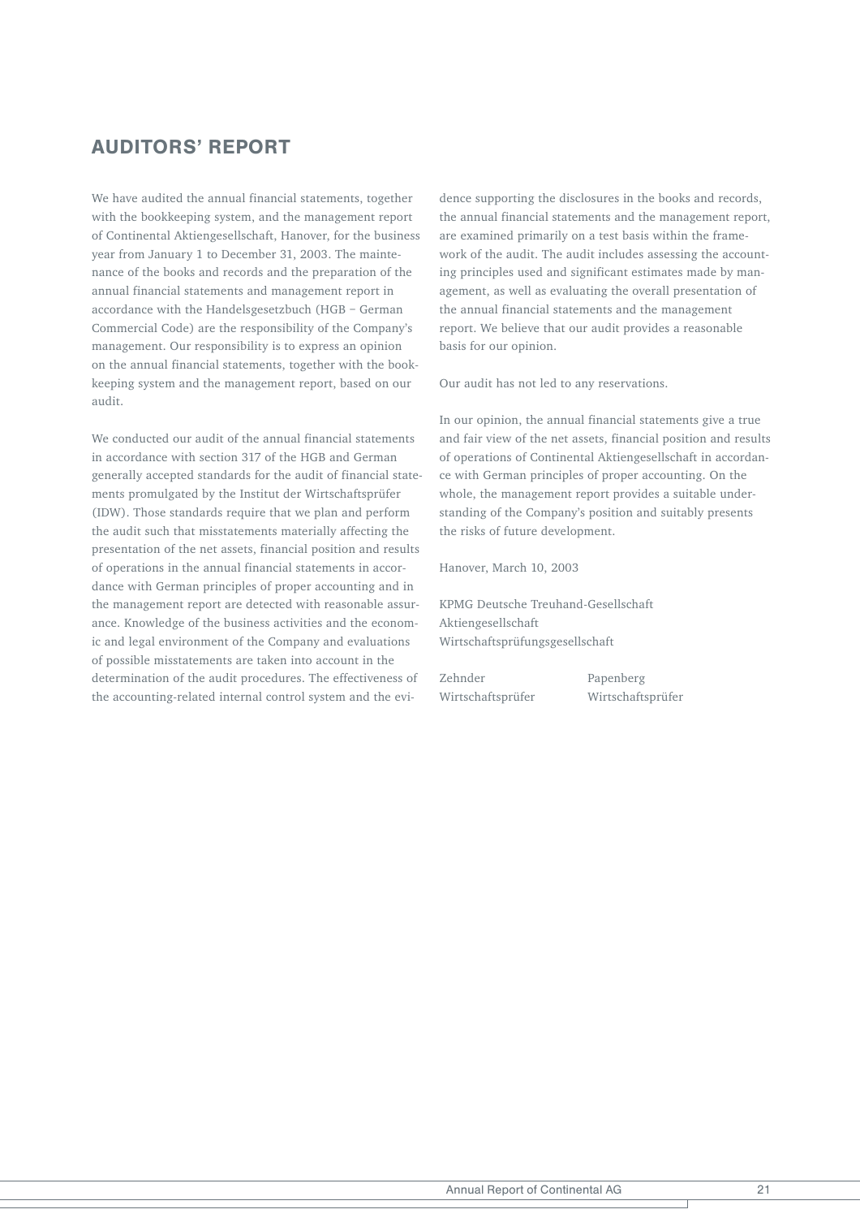# AUDITORS' REPORT

We have audited the annual financial statements, together with the bookkeeping system, and the management report of Continental Aktiengesellschaft, Hanover, for the business year from January 1 to December 31, 2003. The maintenance of the books and records and the preparation of the annual financial statements and management report in accordance with the Handelsgesetzbuch (HGB – German Commercial Code) are the responsibility of the Company's management. Our responsibility is to express an opinion on the annual financial statements, together with the bookkeeping system and the management report, based on our audit.

We conducted our audit of the annual financial statements in accordance with section 317 of the HGB and German generally accepted standards for the audit of financial statements promulgated by the Institut der Wirtschaftsprüfer (IDW). Those standards require that we plan and perform the audit such that misstatements materially affecting the presentation of the net assets, financial position and results of operations in the annual financial statements in accordance with German principles of proper accounting and in the management report are detected with reasonable assurance. Knowledge of the business activities and the economic and legal environment of the Company and evaluations of possible misstatements are taken into account in the determination of the audit procedures. The effectiveness of the accounting-related internal control system and the evidence supporting the disclosures in the books and records, the annual financial statements and the management report, are examined primarily on a test basis within the framework of the audit. The audit includes assessing the accounting principles used and significant estimates made by management, as well as evaluating the overall presentation of the annual financial statements and the management report. We believe that our audit provides a reasonable basis for our opinion.

Our audit has not led to any reservations.

In our opinion, the annual financial statements give a true and fair view of the net assets, financial position and results of operations of Continental Aktiengesellschaft in accordance with German principles of proper accounting. On the whole, the management report provides a suitable understanding of the Company's position and suitably presents the risks of future development.

Hanover, March 10, 2003

KPMG Deutsche Treuhand-Gesellschaft
Aktiengesellschaft
Wirtschaftsprüfungsgesellschaft

| Zehnder | Papenberg |
|---|---|
| Wirtschaftsprüfer | Wirtschaftsprüfer |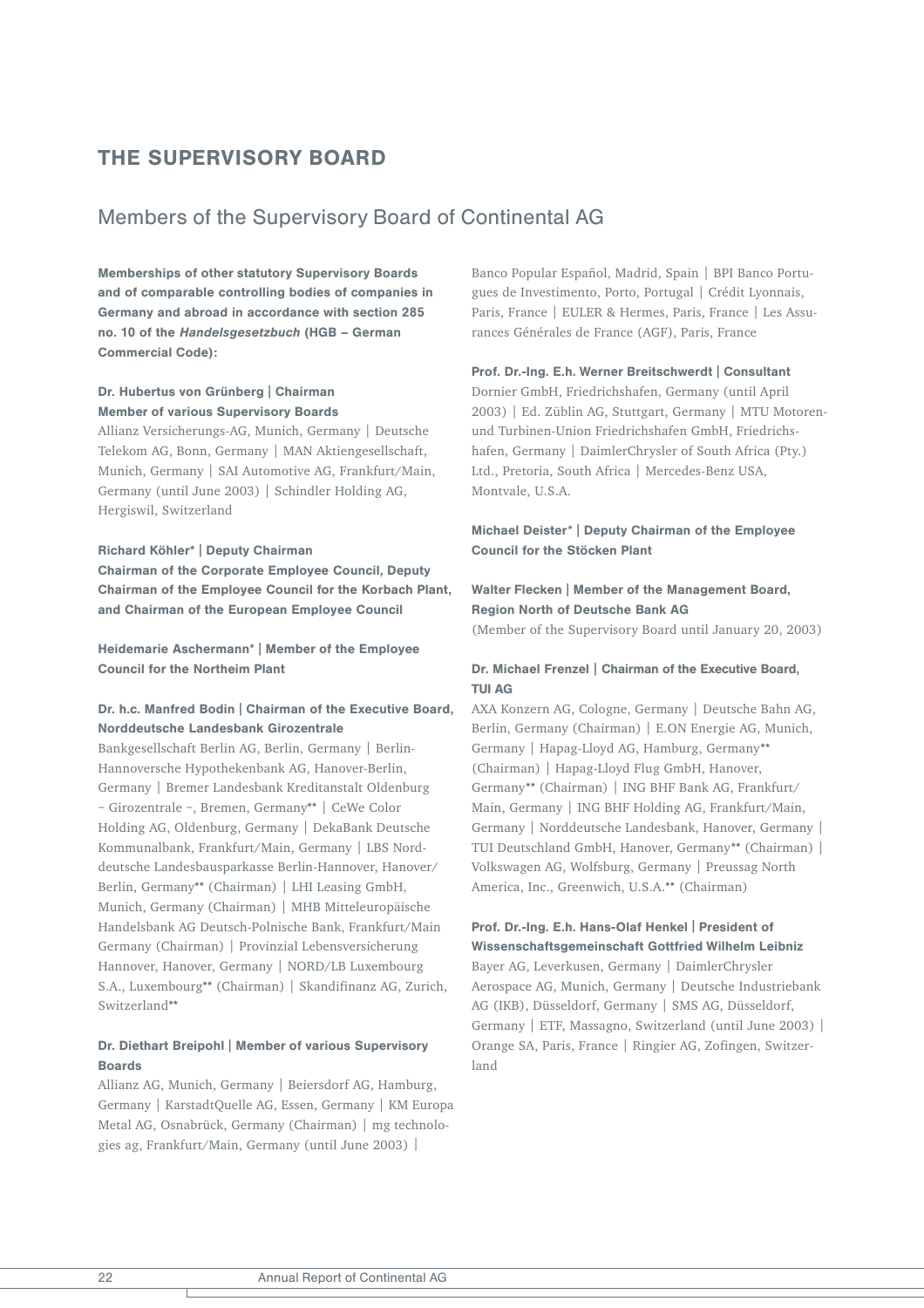# THE SUPERVISORY BOARD

## Members of the Supervisory Board of Continental AG

**Memberships of other statutory Supervisory Boards and of comparable controlling bodies of companies in Germany and abroad in accordance with section 285 no. 10 of the *Handelsgesetzbuch* (HGB – German Commercial Code):**

**Dr. Hubertus von Grünberg | Chairman**
**Member of various Supervisory Boards**
Allianz Versicherungs-AG, Munich, Germany | Deutsche Telekom AG, Bonn, Germany | MAN Aktiengesellschaft, Munich, Germany | SAI Automotive AG, Frankfurt/Main, Germany (until June 2003) | Schindler Holding AG, Hergiswil, Switzerland

**Richard Köhler* | Deputy Chairman**
**Chairman of the Corporate Employee Council, Deputy Chairman of the Employee Council for the Korbach Plant, and Chairman of the European Employee Council**

**Heidemarie Aschermann* | Member of the Employee Council for the Northeim Plant**

**Dr. h.c. Manfred Bodin | Chairman of the Executive Board, Norddeutsche Landesbank Girozentrale**
Bankgesellschaft Berlin AG, Berlin, Germany | Berlin-Hannoversche Hypothekenbank AG, Hanover-Berlin, Germany | Bremer Landesbank Kreditanstalt Oldenburg – Girozentrale –, Bremen, Germany** | CeWe Color Holding AG, Oldenburg, Germany | DekaBank Deutsche Kommunalbank, Frankfurt/Main, Germany | LBS Norddeutsche Landesbausparkasse Berlin-Hannover, Hanover/Berlin, Germany** (Chairman) | LHI Leasing GmbH, Munich, Germany (Chairman) | MHB Mitteleuropäische Handelsbank AG Deutsch-Polnische Bank, Frankfurt/Main Germany (Chairman) | Provinzial Lebensversicherung Hannover, Hanover, Germany | NORD/LB Luxembourg S.A., Luxembourg** (Chairman) | Skandifinanz AG, Zurich, Switzerland**

**Dr. Diethart Breipohl | Member of various Supervisory Boards**
Allianz AG, Munich, Germany | Beiersdorf AG, Hamburg, Germany | KarstadtQuelle AG, Essen, Germany | KM Europa Metal AG, Osnabrück, Germany (Chairman) | mg technologies ag, Frankfurt/Main, Germany (until June 2003) | Banco Popular Español, Madrid, Spain | BPI Banco Portugues de Investimento, Porto, Portugal | Crédit Lyonnais, Paris, France | EULER & Hermes, Paris, France | Les Assurances Générales de France (AGF), Paris, France

**Prof. Dr.-Ing. E.h. Werner Breitschwerdt | Consultant**
Dornier GmbH, Friedrichshafen, Germany (until April 2003) | Ed. Züblin AG, Stuttgart, Germany | MTU Motoren- und Turbinen-Union Friedrichshafen GmbH, Friedrichshafen, Germany | DaimlerChrysler of South Africa (Pty.) Ltd., Pretoria, South Africa | Mercedes-Benz USA, Montvale, U.S.A.

**Michael Deister* | Deputy Chairman of the Employee Council for the Stöcken Plant**

**Walter Flecken | Member of the Management Board, Region North of Deutsche Bank AG**
(Member of the Supervisory Board until January 20, 2003)

**Dr. Michael Frenzel | Chairman of the Executive Board, TUI AG**
AXA Konzern AG, Cologne, Germany | Deutsche Bahn AG, Berlin, Germany (Chairman) | E.ON Energie AG, Munich, Germany | Hapag-Lloyd AG, Hamburg, Germany** (Chairman) | Hapag-Lloyd Flug GmbH, Hanover, Germany** (Chairman) | ING BHF Bank AG, Frankfurt/Main, Germany | ING BHF Holding AG, Frankfurt/Main, Germany | Norddeutsche Landesbank, Hanover, Germany | TUI Deutschland GmbH, Hanover, Germany** (Chairman) | Volkswagen AG, Wolfsburg, Germany | Preussag North America, Inc., Greenwich, U.S.A.** (Chairman)

**Prof. Dr.-Ing. E.h. Hans-Olaf Henkel | President of Wissenschaftsgemeinschaft Gottfried Wilhelm Leibniz**
Bayer AG, Leverkusen, Germany | DaimlerChrysler Aerospace AG, Munich, Germany | Deutsche Industriebank AG (IKB), Düsseldorf, Germany | SMS AG, Düsseldorf, Germany | ETF, Massagno, Switzerland (until June 2003) | Orange SA, Paris, France | Ringier AG, Zofingen, Switzerland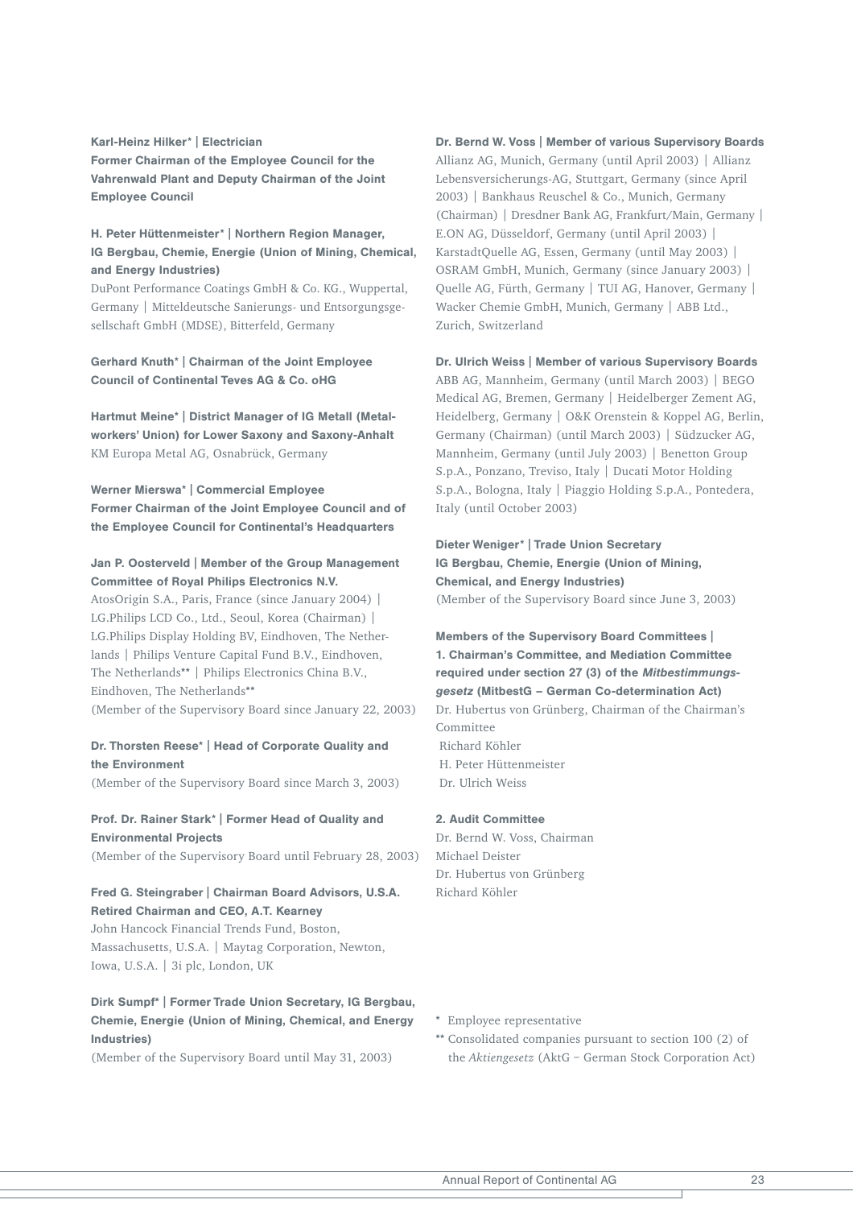**Karl-Heinz Hilker* | Electrician**
**Former Chairman of the Employee Council for the Vahrenwald Plant and Deputy Chairman of the Joint Employee Council**

**H. Peter Hüttenmeister* | Northern Region Manager, IG Bergbau, Chemie, Energie (Union of Mining, Chemical, and Energy Industries)**
DuPont Performance Coatings GmbH & Co. KG., Wuppertal, Germany | Mitteldeutsche Sanierungs- und Entsorgungsgesellschaft GmbH (MDSE), Bitterfeld, Germany

**Gerhard Knuth* | Chairman of the Joint Employee Council of Continental Teves AG & Co. oHG**

**Hartmut Meine* | District Manager of IG Metall (Metalworkers' Union) for Lower Saxony and Saxony-Anhalt**
KM Europa Metal AG, Osnabrück, Germany

**Werner Mierswa* | Commercial Employee**
**Former Chairman of the Joint Employee Council and of the Employee Council for Continental's Headquarters**

**Jan P. Oosterveld | Member of the Group Management Committee of Royal Philips Electronics N.V.**
AtosOrigin S.A., Paris, France (since January 2004) | LG.Philips LCD Co., Ltd., Seoul, Korea (Chairman) | LG.Philips Display Holding BV, Eindhoven, The Netherlands | Philips Venture Capital Fund B.V., Eindhoven, The Netherlands** | Philips Electronics China B.V., Eindhoven, The Netherlands**
(Member of the Supervisory Board since January 22, 2003)

**Dr. Thorsten Reese* | Head of Corporate Quality and the Environment**
(Member of the Supervisory Board since March 3, 2003)

**Prof. Dr. Rainer Stark* | Former Head of Quality and Environmental Projects**
(Member of the Supervisory Board until February 28, 2003)

**Fred G. Steingraber | Chairman Board Advisors, U.S.A. Retired Chairman and CEO, A.T. Kearney**
John Hancock Financial Trends Fund, Boston, Massachusetts, U.S.A. | Maytag Corporation, Newton, Iowa, U.S.A. | 3i plc, London, UK

**Dirk Sumpf* | Former Trade Union Secretary, IG Bergbau, Chemie, Energie (Union of Mining, Chemical, and Energy Industries)**
(Member of the Supervisory Board until May 31, 2003)

**Dr. Bernd W. Voss | Member of various Supervisory Boards**
Allianz AG, Munich, Germany (until April 2003) | Allianz Lebensversicherungs-AG, Stuttgart, Germany (since April 2003) | Bankhaus Reuschel & Co., Munich, Germany (Chairman) | Dresdner Bank AG, Frankfurt/Main, Germany | E.ON AG, Düsseldorf, Germany (until April 2003) | KarstadtQuelle AG, Essen, Germany (until May 2003) | OSRAM GmbH, Munich, Germany (since January 2003) | Quelle AG, Fürth, Germany | TUI AG, Hanover, Germany | Wacker Chemie GmbH, Munich, Germany | ABB Ltd., Zurich, Switzerland

**Dr. Ulrich Weiss | Member of various Supervisory Boards**
ABB AG, Mannheim, Germany (until March 2003) | BEGO Medical AG, Bremen, Germany | Heidelberger Zement AG, Heidelberg, Germany | O&K Orenstein & Koppel AG, Berlin, Germany (Chairman) (until March 2003) | Südzucker AG, Mannheim, Germany (until July 2003) | Benetton Group S.p.A., Ponzano, Treviso, Italy | Ducati Motor Holding S.p.A., Bologna, Italy | Piaggio Holding S.p.A., Pontedera, Italy (until October 2003)

**Dieter Weniger* | Trade Union Secretary**
**IG Bergbau, Chemie, Energie (Union of Mining, Chemical, and Energy Industries)**
(Member of the Supervisory Board since June 3, 2003)

**Members of the Supervisory Board Committees |**
**1. Chairman's Committee, and Mediation Committee required under section 27 (3) of the *Mitbestimmungsgesetz* (MitbestG – German Co-determination Act)**
Dr. Hubertus von Grünberg, Chairman of the Chairman's Committee
Richard Köhler
H. Peter Hüttenmeister
Dr. Ulrich Weiss

**2. Audit Committee**
Dr. Bernd W. Voss, Chairman
Michael Deister
Dr. Hubertus von Grünberg
Richard Köhler

\* Employee representative
\*\* Consolidated companies pursuant to section 100 (2) of the *Aktiengesetz* (AktG – German Stock Corporation Act)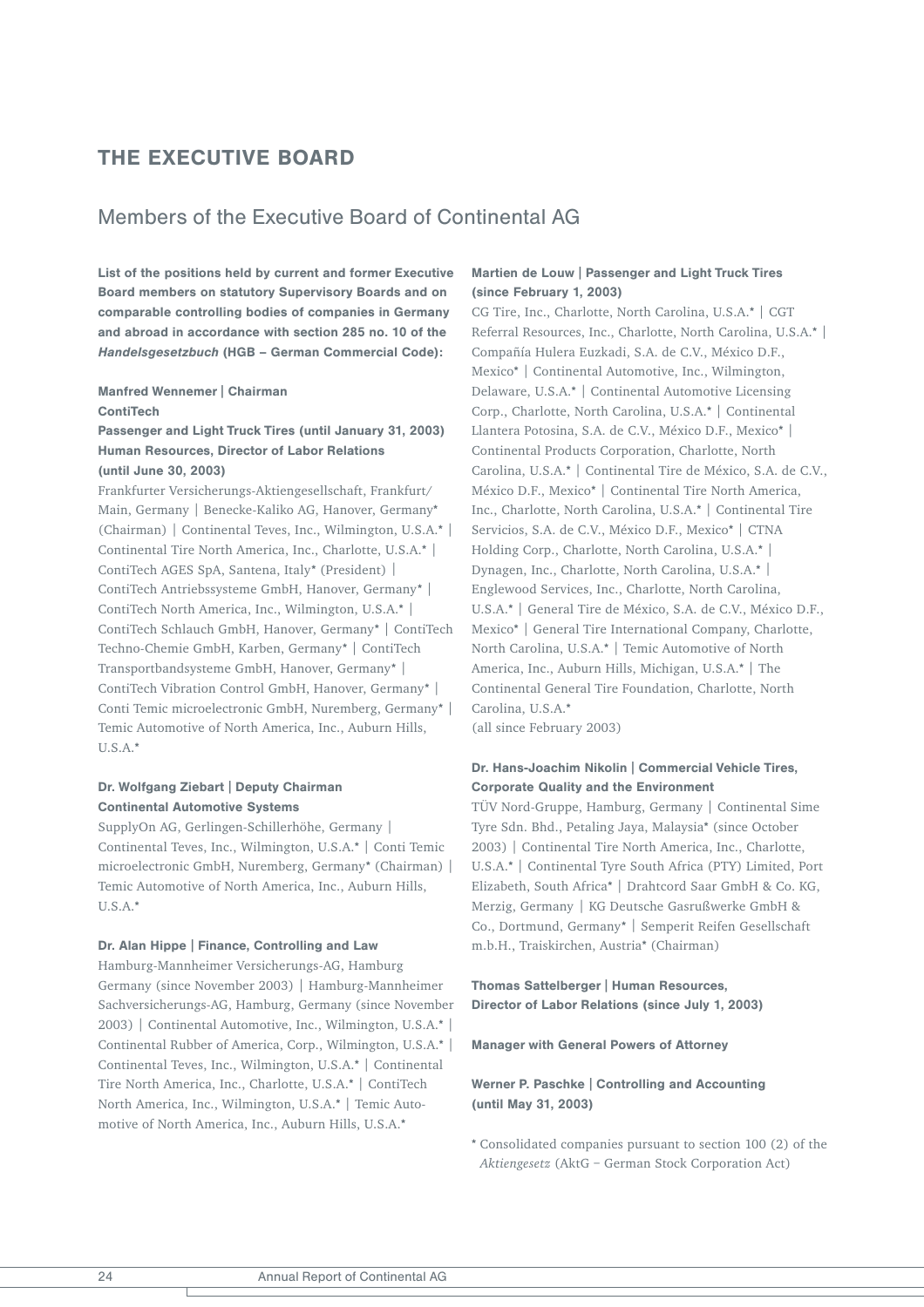# THE EXECUTIVE BOARD

## Members of the Executive Board of Continental AG

**List of the positions held by current and former Executive Board members on statutory Supervisory Boards and on comparable controlling bodies of companies in Germany and abroad in accordance with section 285 no. 10 of the *Handelsgesetzbuch* (HGB – German Commercial Code):**

**Manfred Wennemer | Chairman**
**ContiTech**
**Passenger and Light Truck Tires (until January 31, 2003)**
**Human Resources, Director of Labor Relations (until June 30, 2003)**
Frankfurter Versicherungs-Aktiengesellschaft, Frankfurt/Main, Germany | Benecke-Kaliko AG, Hanover, Germany* (Chairman) | Continental Teves, Inc., Wilmington, U.S.A.* | Continental Tire North America, Inc., Charlotte, U.S.A.* | ContiTech AGES SpA, Santena, Italy* (President) | ContiTech Antriebssysteme GmbH, Hanover, Germany* | ContiTech North America, Inc., Wilmington, U.S.A.* | ContiTech Schlauch GmbH, Hanover, Germany* | ContiTech Techno-Chemie GmbH, Karben, Germany* | ContiTech Transportbandsysteme GmbH, Hanover, Germany* | ContiTech Vibration Control GmbH, Hanover, Germany* | Conti Temic microelectronic GmbH, Nuremberg, Germany* | Temic Automotive of North America, Inc., Auburn Hills, U.S.A.*

**Dr. Wolfgang Ziebart | Deputy Chairman**
**Continental Automotive Systems**
SupplyOn AG, Gerlingen-Schillerhöhe, Germany | Continental Teves, Inc., Wilmington, U.S.A.* | Conti Temic microelectronic GmbH, Nuremberg, Germany* (Chairman) | Temic Automotive of North America, Inc., Auburn Hills, U.S.A.*

**Dr. Alan Hippe | Finance, Controlling and Law**
Hamburg-Mannheimer Versicherungs-AG, Hamburg Germany (since November 2003) | Hamburg-Mannheimer Sachversicherungs-AG, Hamburg, Germany (since November 2003) | Continental Automotive, Inc., Wilmington, U.S.A.* | Continental Rubber of America, Corp., Wilmington, U.S.A.* | Continental Teves, Inc., Wilmington, U.S.A.* | Continental Tire North America, Inc., Charlotte, U.S.A.* | ContiTech North America, Inc., Wilmington, U.S.A.* | Temic Automotive of North America, Inc., Auburn Hills, U.S.A.*

**Martien de Louw | Passenger and Light Truck Tires (since February 1, 2003)**
CG Tire, Inc., Charlotte, North Carolina, U.S.A.* | CGT Referral Resources, Inc., Charlotte, North Carolina, U.S.A.* | Compañía Hulera Euzkadi, S.A. de C.V., México D.F., Mexico* | Continental Automotive, Inc., Wilmington, Delaware, U.S.A.* | Continental Automotive Licensing Corp., Charlotte, North Carolina, U.S.A.* | Continental Llantera Potosina, S.A. de C.V., México D.F., Mexico* | Continental Products Corporation, Charlotte, North Carolina, U.S.A.* | Continental Tire de México, S.A. de C.V., México D.F., Mexico* | Continental Tire North America, Inc., Charlotte, North Carolina, U.S.A.* | Continental Tire Servicios, S.A. de C.V., México D.F., Mexico* | CTNA Holding Corp., Charlotte, North Carolina, U.S.A.* | Dynagen, Inc., Charlotte, North Carolina, U.S.A.* | Englewood Services, Inc., Charlotte, North Carolina, U.S.A.* | General Tire de México, S.A. de C.V., México D.F., Mexico* | General Tire International Company, Charlotte, North Carolina, U.S.A.* | Temic Automotive of North America, Inc., Auburn Hills, Michigan, U.S.A.* | The Continental General Tire Foundation, Charlotte, North Carolina, U.S.A.*
(all since February 2003)

**Dr. Hans-Joachim Nikolin | Commercial Vehicle Tires, Corporate Quality and the Environment**
TÜV Nord-Gruppe, Hamburg, Germany | Continental Sime Tyre Sdn. Bhd., Petaling Jaya, Malaysia* (since October 2003) | Continental Tire North America, Inc., Charlotte, U.S.A.* | Continental Tyre South Africa (PTY) Limited, Port Elizabeth, South Africa* | Drahtcord Saar GmbH & Co. KG, Merzig, Germany | KG Deutsche Gasrußwerke GmbH & Co., Dortmund, Germany* | Semperit Reifen Gesellschaft m.b.H., Traiskirchen, Austria* (Chairman)

**Thomas Sattelberger | Human Resources, Director of Labor Relations (since July 1, 2003)**

**Manager with General Powers of Attorney**

**Werner P. Paschke | Controlling and Accounting (until May 31, 2003)**

* Consolidated companies pursuant to section 100 (2) of the *Aktiengesetz* (AktG – German Stock Corporation Act)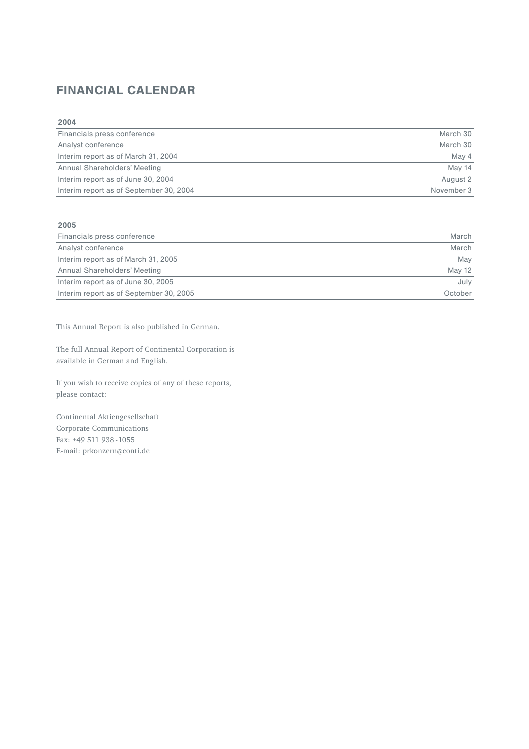# FINANCIAL CALENDAR

| 2004 | |
|---|---|
| Financials press conference | March 30 |
| Analyst conference | March 30 |
| Interim report as of March 31, 2004 | May 4 |
| Annual Shareholders' Meeting | May 14 |
| Interim report as of June 30, 2004 | August 2 |
| Interim report as of September 30, 2004 | November 3 |

| 2005 | |
|---|---|
| Financials press conference | March |
| Analyst conference | March |
| Interim report as of March 31, 2005 | May |
| Annual Shareholders' Meeting | May 12 |
| Interim report as of June 30, 2005 | July |
| Interim report as of September 30, 2005 | October |

This Annual Report is also published in German.

The full Annual Report of Continental Corporation is available in German and English.

If you wish to receive copies of any of these reports, please contact:

Continental Aktiengesellschaft
Corporate Communications
Fax: +49 511 938 - 1055
E-mail: prkonzern@conti.de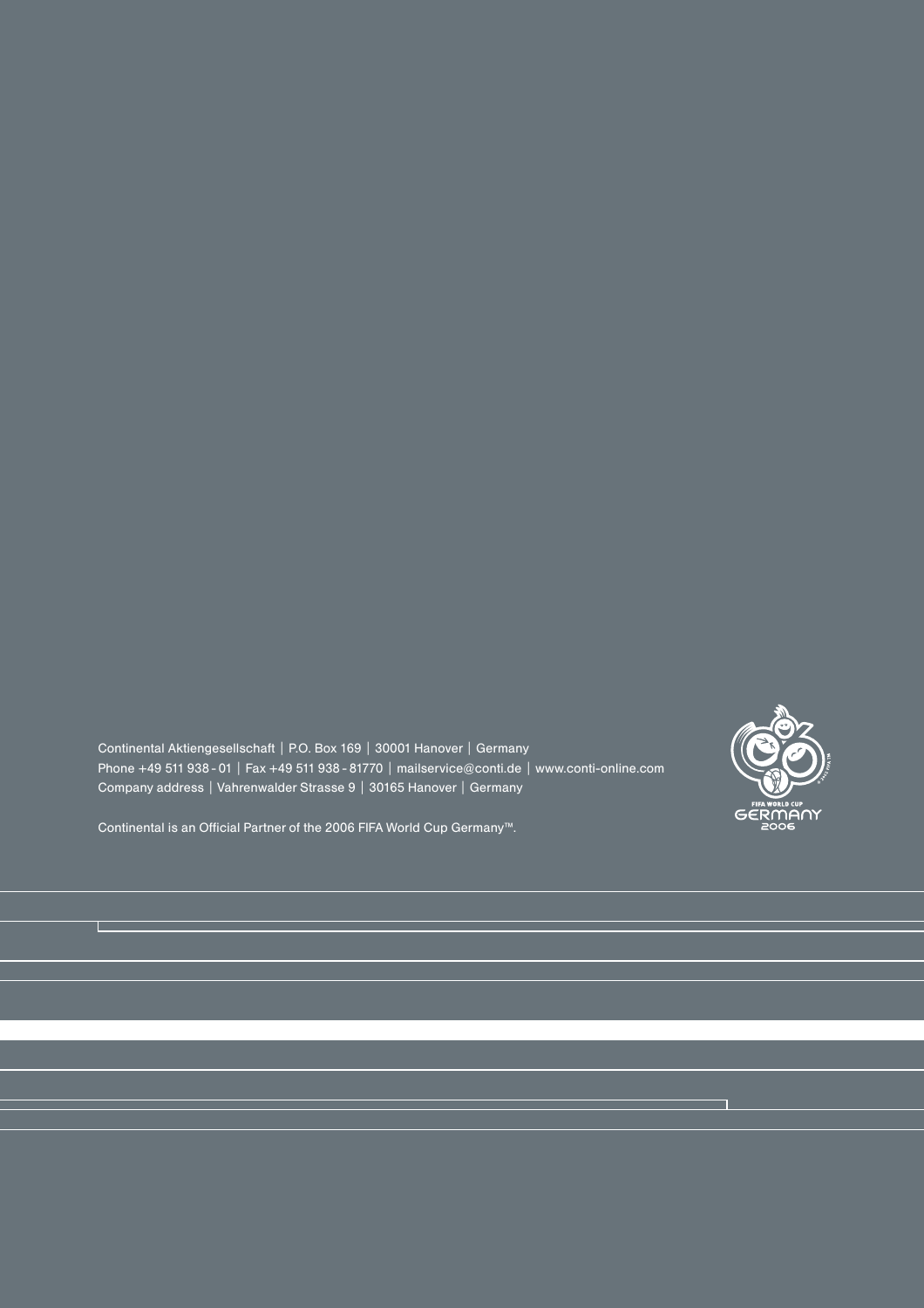Continental Aktiengesellschaft | P.O. Box 169 | 30001 Hanover | Germany
Phone +49 511 938 - 01 | Fax +49 511 938 - 81770 | mailservice@conti.de | www.conti-online.com
Company address | Vahrenwalder Strasse 9 | 30165 Hanover | Germany

Continental is an Official Partner of the 2006 FIFA World Cup Germany™.